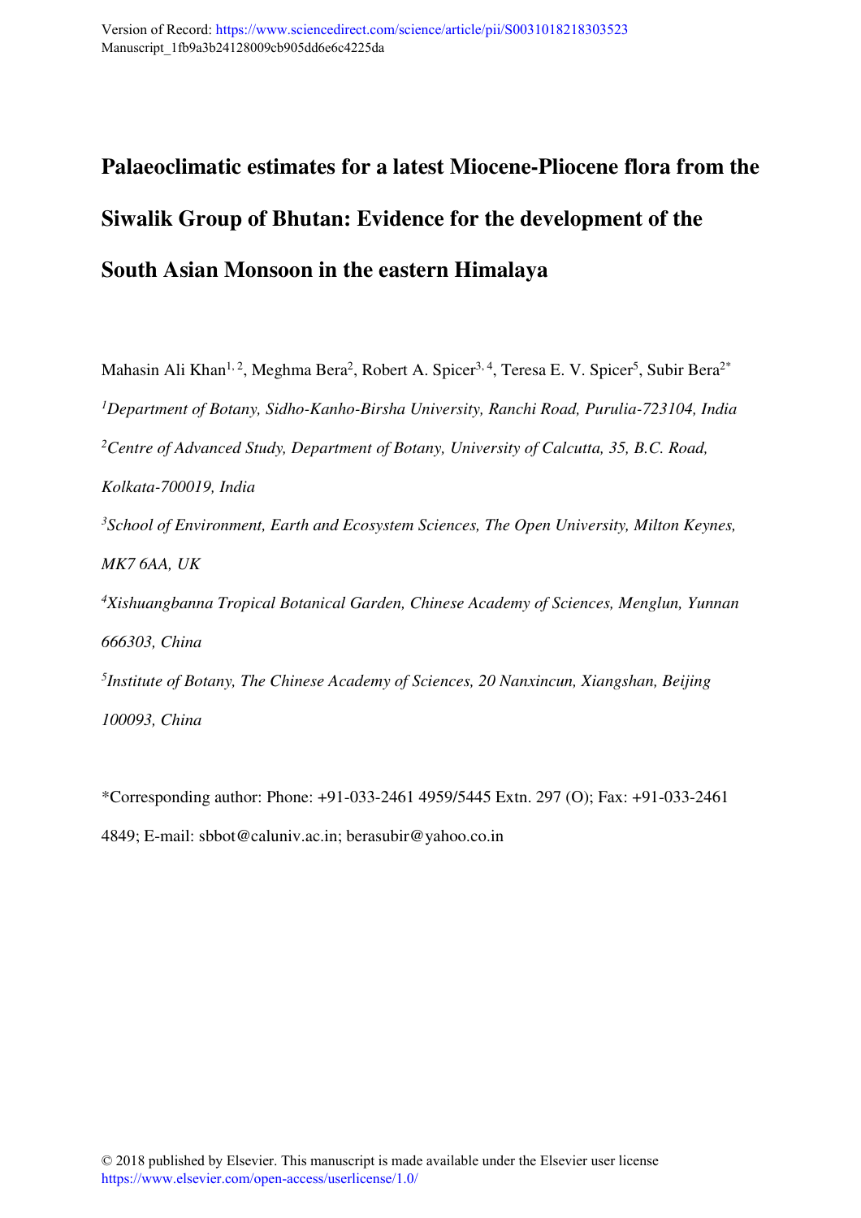Version of Record: https://www.sciencedirect.com/science/article/pii/S0031018218303523
Manuscript_1fb9a3b24128009cb905dd6e6c4225da

# Palaeoclimatic estimates for a latest Miocene-Pliocene flora from the Siwalik Group of Bhutan: Evidence for the development of the South Asian Monsoon in the eastern Himalaya

Mahasin Ali Khan[1, 2], Meghma Bera[2], Robert A. Spicer[3, 4], Teresa E. V. Spicer[5], Subir Bera[2*]

[1]*Department of Botany, Sidho-Kanho-Birsha University, Ranchi Road, Purulia-723104, India*

[2]*Centre of Advanced Study, Department of Botany, University of Calcutta, 35, B.C. Road, Kolkata-700019, India*

[3]*School of Environment, Earth and Ecosystem Sciences, The Open University, Milton Keynes, MK7 6AA, UK*

[4]*Xishuangbanna Tropical Botanical Garden, Chinese Academy of Sciences, Menglun, Yunnan 666303, China*

[5]*Institute of Botany, The Chinese Academy of Sciences, 20 Nanxincun, Xiangshan, Beijing 100093, China*

*Corresponding author: Phone: +91-033-2461 4959/5445 Extn. 297 (O); Fax: +91-033-2461 4849; E-mail: sbbot@caluniv.ac.in; berasubir@yahoo.co.in

© 2018 published by Elsevier. This manuscript is made available under the Elsevier user license https://www.elsevier.com/open-access/userlicense/1.0/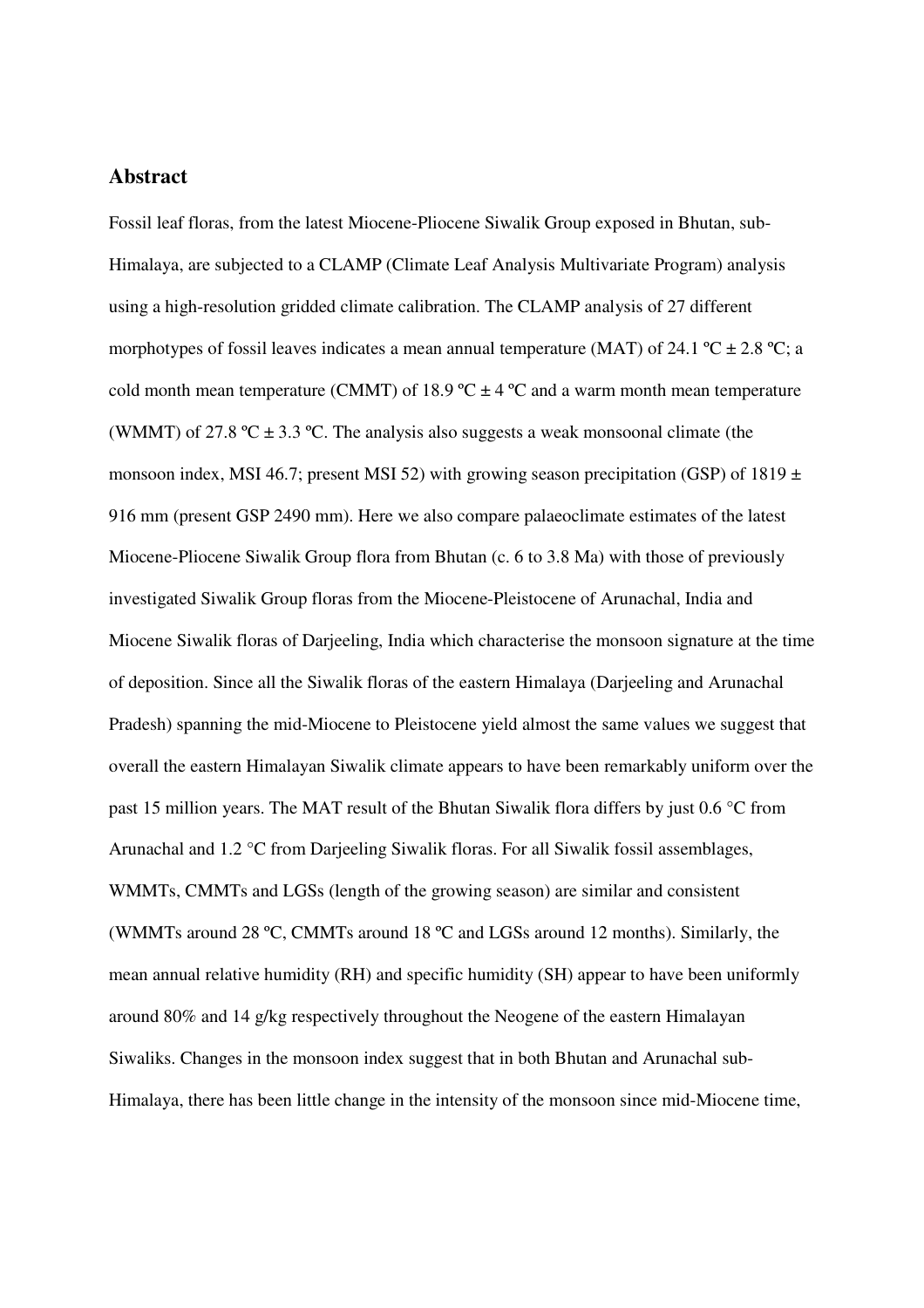## Abstract

Fossil leaf floras, from the latest Miocene-Pliocene Siwalik Group exposed in Bhutan, sub-Himalaya, are subjected to a CLAMP (Climate Leaf Analysis Multivariate Program) analysis using a high-resolution gridded climate calibration. The CLAMP analysis of 27 different morphotypes of fossil leaves indicates a mean annual temperature (MAT) of 24.1 ºC ± 2.8 ºC; a cold month mean temperature (CMMT) of 18.9 ºC ± 4 ºC and a warm month mean temperature (WMMT) of 27.8 ºC ± 3.3 ºC. The analysis also suggests a weak monsoonal climate (the monsoon index, MSI 46.7; present MSI 52) with growing season precipitation (GSP) of 1819 ± 916 mm (present GSP 2490 mm). Here we also compare palaeoclimate estimates of the latest Miocene-Pliocene Siwalik Group flora from Bhutan (c. 6 to 3.8 Ma) with those of previously investigated Siwalik Group floras from the Miocene-Pleistocene of Arunachal, India and Miocene Siwalik floras of Darjeeling, India which characterise the monsoon signature at the time of deposition. Since all the Siwalik floras of the eastern Himalaya (Darjeeling and Arunachal Pradesh) spanning the mid-Miocene to Pleistocene yield almost the same values we suggest that overall the eastern Himalayan Siwalik climate appears to have been remarkably uniform over the past 15 million years. The MAT result of the Bhutan Siwalik flora differs by just 0.6 °C from Arunachal and 1.2 °C from Darjeeling Siwalik floras. For all Siwalik fossil assemblages, WMMTs, CMMTs and LGSs (length of the growing season) are similar and consistent (WMMTs around 28 ºC, CMMTs around 18 ºC and LGSs around 12 months). Similarly, the mean annual relative humidity (RH) and specific humidity (SH) appear to have been uniformly around 80% and 14 g/kg respectively throughout the Neogene of the eastern Himalayan Siwaliks. Changes in the monsoon index suggest that in both Bhutan and Arunachal sub-Himalaya, there has been little change in the intensity of the monsoon since mid-Miocene time,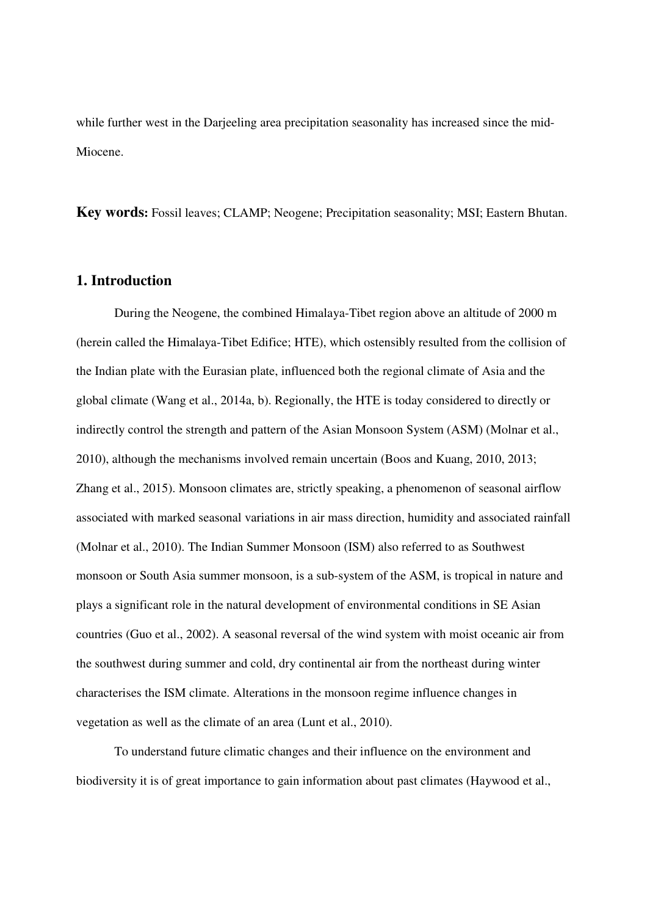while further west in the Darjeeling area precipitation seasonality has increased since the mid-Miocene.

**Key words:** Fossil leaves; CLAMP; Neogene; Precipitation seasonality; MSI; Eastern Bhutan.

## 1. Introduction

During the Neogene, the combined Himalaya-Tibet region above an altitude of 2000 m (herein called the Himalaya-Tibet Edifice; HTE), which ostensibly resulted from the collision of the Indian plate with the Eurasian plate, influenced both the regional climate of Asia and the global climate (Wang et al., 2014a, b). Regionally, the HTE is today considered to directly or indirectly control the strength and pattern of the Asian Monsoon System (ASM) (Molnar et al., 2010), although the mechanisms involved remain uncertain (Boos and Kuang, 2010, 2013; Zhang et al., 2015). Monsoon climates are, strictly speaking, a phenomenon of seasonal airflow associated with marked seasonal variations in air mass direction, humidity and associated rainfall (Molnar et al., 2010). The Indian Summer Monsoon (ISM) also referred to as Southwest monsoon or South Asia summer monsoon, is a sub-system of the ASM, is tropical in nature and plays a significant role in the natural development of environmental conditions in SE Asian countries (Guo et al., 2002). A seasonal reversal of the wind system with moist oceanic air from the southwest during summer and cold, dry continental air from the northeast during winter characterises the ISM climate. Alterations in the monsoon regime influence changes in vegetation as well as the climate of an area (Lunt et al., 2010).

To understand future climatic changes and their influence on the environment and biodiversity it is of great importance to gain information about past climates (Haywood et al.,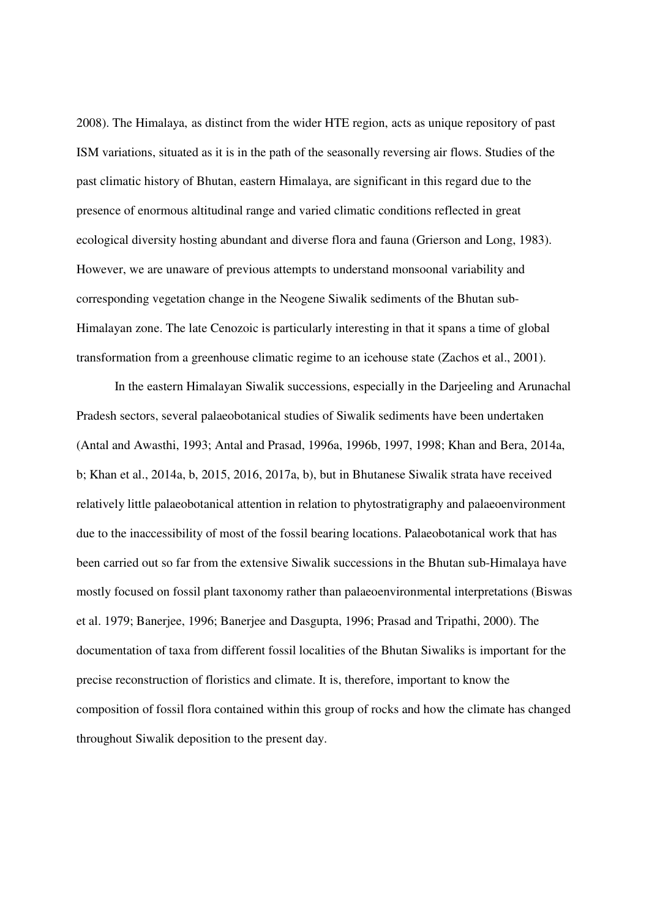2008). The Himalaya, as distinct from the wider HTE region, acts as unique repository of past ISM variations, situated as it is in the path of the seasonally reversing air flows. Studies of the past climatic history of Bhutan, eastern Himalaya, are significant in this regard due to the presence of enormous altitudinal range and varied climatic conditions reflected in great ecological diversity hosting abundant and diverse flora and fauna (Grierson and Long, 1983). However, we are unaware of previous attempts to understand monsoonal variability and corresponding vegetation change in the Neogene Siwalik sediments of the Bhutan sub-Himalayan zone. The late Cenozoic is particularly interesting in that it spans a time of global transformation from a greenhouse climatic regime to an icehouse state (Zachos et al., 2001).

In the eastern Himalayan Siwalik successions, especially in the Darjeeling and Arunachal Pradesh sectors, several palaeobotanical studies of Siwalik sediments have been undertaken (Antal and Awasthi, 1993; Antal and Prasad, 1996a, 1996b, 1997, 1998; Khan and Bera, 2014a, b; Khan et al., 2014a, b, 2015, 2016, 2017a, b), but in Bhutanese Siwalik strata have received relatively little palaeobotanical attention in relation to phytostratigraphy and palaeoenvironment due to the inaccessibility of most of the fossil bearing locations. Palaeobotanical work that has been carried out so far from the extensive Siwalik successions in the Bhutan sub-Himalaya have mostly focused on fossil plant taxonomy rather than palaeoenvironmental interpretations (Biswas et al. 1979; Banerjee, 1996; Banerjee and Dasgupta, 1996; Prasad and Tripathi, 2000). The documentation of taxa from different fossil localities of the Bhutan Siwaliks is important for the precise reconstruction of floristics and climate. It is, therefore, important to know the composition of fossil flora contained within this group of rocks and how the climate has changed throughout Siwalik deposition to the present day.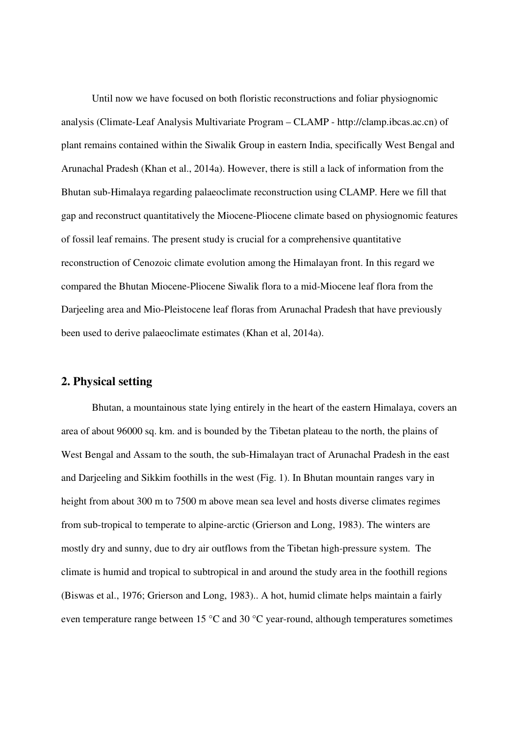Until now we have focused on both floristic reconstructions and foliar physiognomic analysis (Climate-Leaf Analysis Multivariate Program – CLAMP - http://clamp.ibcas.ac.cn) of plant remains contained within the Siwalik Group in eastern India, specifically West Bengal and Arunachal Pradesh (Khan et al., 2014a). However, there is still a lack of information from the Bhutan sub-Himalaya regarding palaeoclimate reconstruction using CLAMP. Here we fill that gap and reconstruct quantitatively the Miocene-Pliocene climate based on physiognomic features of fossil leaf remains. The present study is crucial for a comprehensive quantitative reconstruction of Cenozoic climate evolution among the Himalayan front. In this regard we compared the Bhutan Miocene-Pliocene Siwalik flora to a mid-Miocene leaf flora from the Darjeeling area and Mio-Pleistocene leaf floras from Arunachal Pradesh that have previously been used to derive palaeoclimate estimates (Khan et al, 2014a).

## 2. Physical setting

Bhutan, a mountainous state lying entirely in the heart of the eastern Himalaya, covers an area of about 96000 sq. km. and is bounded by the Tibetan plateau to the north, the plains of West Bengal and Assam to the south, the sub-Himalayan tract of Arunachal Pradesh in the east and Darjeeling and Sikkim foothills in the west (Fig. 1). In Bhutan mountain ranges vary in height from about 300 m to 7500 m above mean sea level and hosts diverse climates regimes from sub-tropical to temperate to alpine-arctic (Grierson and Long, 1983). The winters are mostly dry and sunny, due to dry air outflows from the Tibetan high-pressure system. The climate is humid and tropical to subtropical in and around the study area in the foothill regions (Biswas et al., 1976; Grierson and Long, 1983).. A hot, humid climate helps maintain a fairly even temperature range between 15 °C and 30 °C year-round, although temperatures sometimes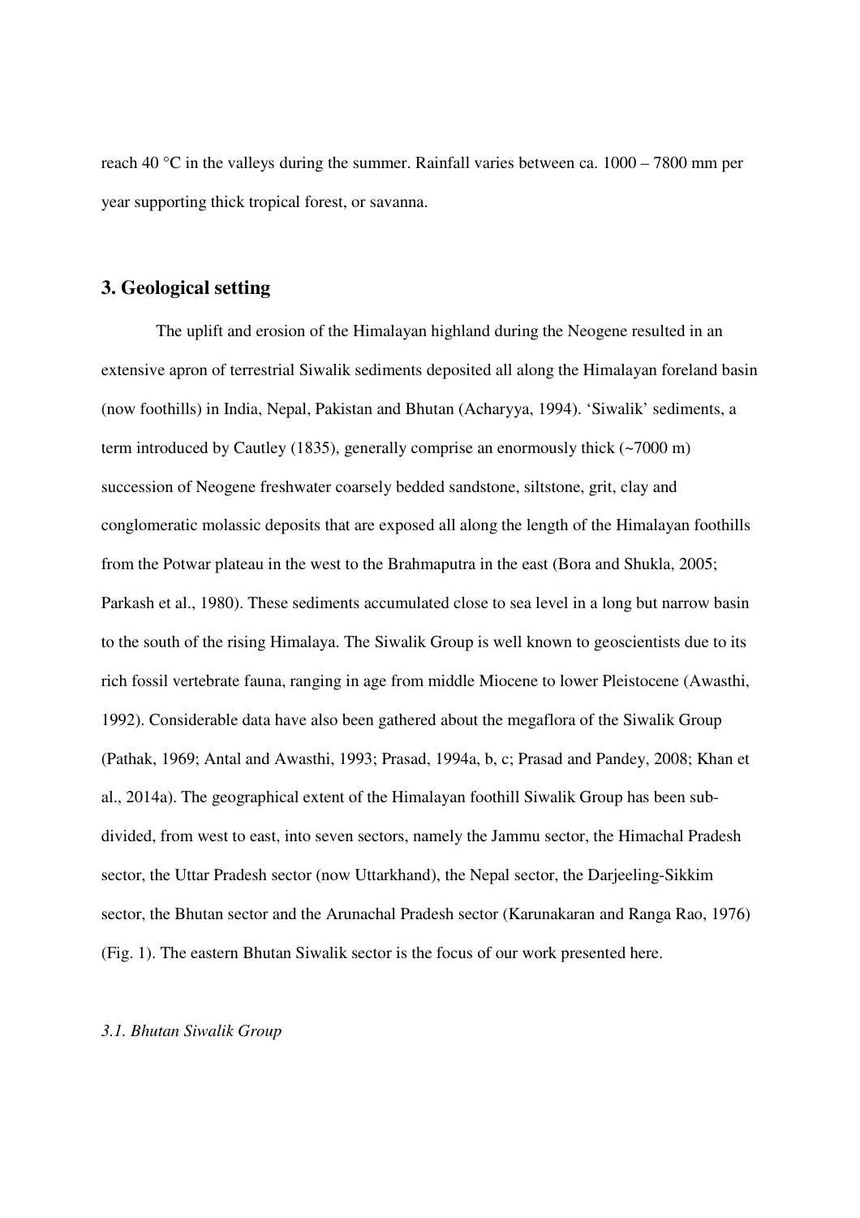reach 40 °C in the valleys during the summer. Rainfall varies between ca. 1000 – 7800 mm per year supporting thick tropical forest, or savanna.

## 3. Geological setting

The uplift and erosion of the Himalayan highland during the Neogene resulted in an extensive apron of terrestrial Siwalik sediments deposited all along the Himalayan foreland basin (now foothills) in India, Nepal, Pakistan and Bhutan (Acharyya, 1994). 'Siwalik' sediments, a term introduced by Cautley (1835), generally comprise an enormously thick (~7000 m) succession of Neogene freshwater coarsely bedded sandstone, siltstone, grit, clay and conglomeratic molassic deposits that are exposed all along the length of the Himalayan foothills from the Potwar plateau in the west to the Brahmaputra in the east (Bora and Shukla, 2005; Parkash et al., 1980). These sediments accumulated close to sea level in a long but narrow basin to the south of the rising Himalaya. The Siwalik Group is well known to geoscientists due to its rich fossil vertebrate fauna, ranging in age from middle Miocene to lower Pleistocene (Awasthi, 1992). Considerable data have also been gathered about the megaflora of the Siwalik Group (Pathak, 1969; Antal and Awasthi, 1993; Prasad, 1994a, b, c; Prasad and Pandey, 2008; Khan et al., 2014a). The geographical extent of the Himalayan foothill Siwalik Group has been sub-divided, from west to east, into seven sectors, namely the Jammu sector, the Himachal Pradesh sector, the Uttar Pradesh sector (now Uttarkhand), the Nepal sector, the Darjeeling-Sikkim sector, the Bhutan sector and the Arunachal Pradesh sector (Karunakaran and Ranga Rao, 1976) (Fig. 1). The eastern Bhutan Siwalik sector is the focus of our work presented here.

### *3.1. Bhutan Siwalik Group*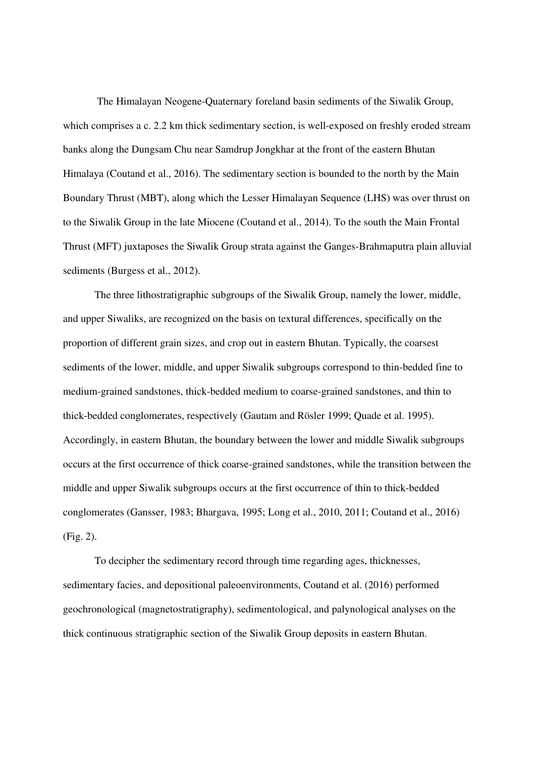The Himalayan Neogene-Quaternary foreland basin sediments of the Siwalik Group, which comprises a c. 2.2 km thick sedimentary section, is well-exposed on freshly eroded stream banks along the Dungsam Chu near Samdrup Jongkhar at the front of the eastern Bhutan Himalaya (Coutand et al., 2016). The sedimentary section is bounded to the north by the Main Boundary Thrust (MBT), along which the Lesser Himalayan Sequence (LHS) was over thrust on to the Siwalik Group in the late Miocene (Coutand et al., 2014). To the south the Main Frontal Thrust (MFT) juxtaposes the Siwalik Group strata against the Ganges-Brahmaputra plain alluvial sediments (Burgess et al., 2012).

The three lithostratigraphic subgroups of the Siwalik Group, namely the lower, middle, and upper Siwaliks, are recognized on the basis on textural differences, specifically on the proportion of different grain sizes, and crop out in eastern Bhutan. Typically, the coarsest sediments of the lower, middle, and upper Siwalik subgroups correspond to thin-bedded fine to medium-grained sandstones, thick-bedded medium to coarse-grained sandstones, and thin to thick-bedded conglomerates, respectively (Gautam and Rösler 1999; Quade et al. 1995). Accordingly, in eastern Bhutan, the boundary between the lower and middle Siwalik subgroups occurs at the first occurrence of thick coarse-grained sandstones, while the transition between the middle and upper Siwalik subgroups occurs at the first occurrence of thin to thick-bedded conglomerates (Gansser, 1983; Bhargava, 1995; Long et al., 2010, 2011; Coutand et al., 2016) (Fig. 2).

To decipher the sedimentary record through time regarding ages, thicknesses, sedimentary facies, and depositional paleoenvironments, Coutand et al. (2016) performed geochronological (magnetostratigraphy), sedimentological, and palynological analyses on the thick continuous stratigraphic section of the Siwalik Group deposits in eastern Bhutan.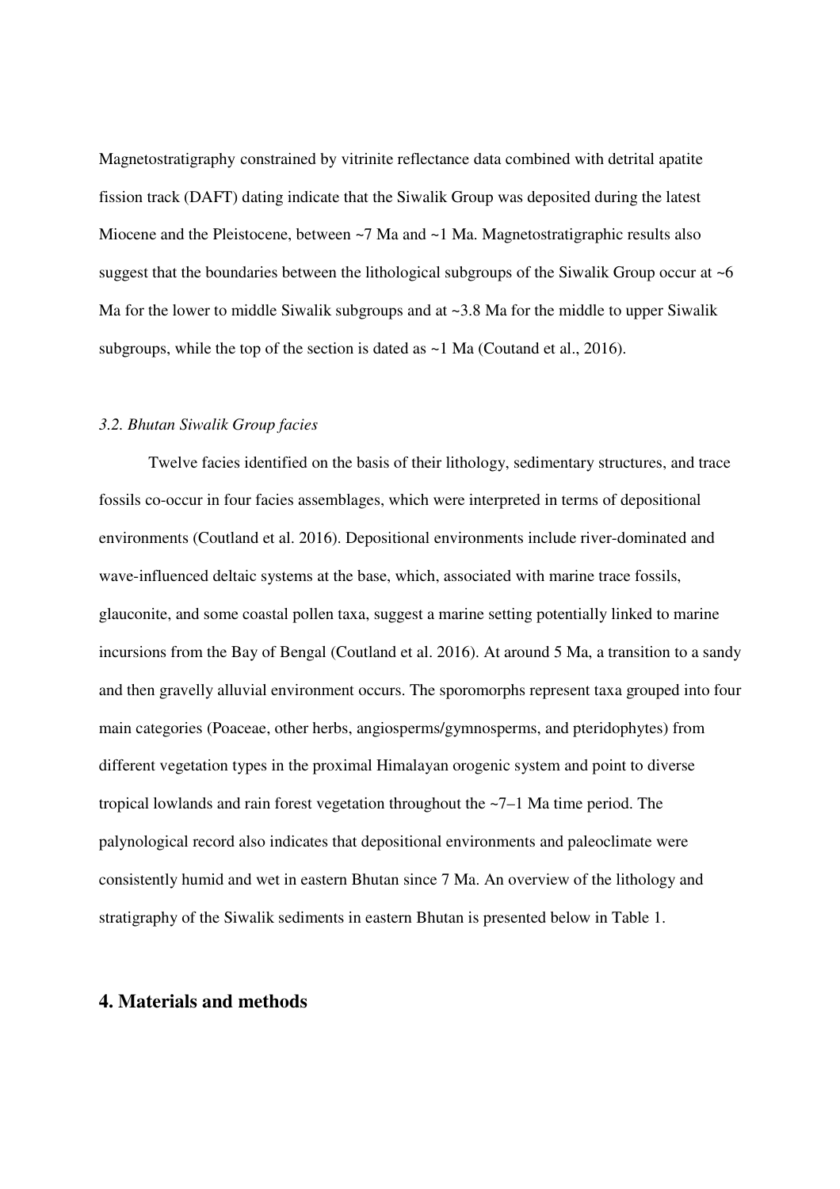Magnetostratigraphy constrained by vitrinite reflectance data combined with detrital apatite fission track (DAFT) dating indicate that the Siwalik Group was deposited during the latest Miocene and the Pleistocene, between ~7 Ma and ~1 Ma. Magnetostratigraphic results also suggest that the boundaries between the lithological subgroups of the Siwalik Group occur at ~6 Ma for the lower to middle Siwalik subgroups and at ~3.8 Ma for the middle to upper Siwalik subgroups, while the top of the section is dated as ~1 Ma (Coutand et al., 2016).

### *3.2. Bhutan Siwalik Group facies*

Twelve facies identified on the basis of their lithology, sedimentary structures, and trace fossils co-occur in four facies assemblages, which were interpreted in terms of depositional environments (Coutland et al. 2016). Depositional environments include river-dominated and wave-influenced deltaic systems at the base, which, associated with marine trace fossils, glauconite, and some coastal pollen taxa, suggest a marine setting potentially linked to marine incursions from the Bay of Bengal (Coutland et al. 2016). At around 5 Ma, a transition to a sandy and then gravelly alluvial environment occurs. The sporomorphs represent taxa grouped into four main categories (Poaceae, other herbs, angiosperms/gymnosperms, and pteridophytes) from different vegetation types in the proximal Himalayan orogenic system and point to diverse tropical lowlands and rain forest vegetation throughout the ~7–1 Ma time period. The palynological record also indicates that depositional environments and paleoclimate were consistently humid and wet in eastern Bhutan since 7 Ma. An overview of the lithology and stratigraphy of the Siwalik sediments in eastern Bhutan is presented below in Table 1.

## 4. Materials and methods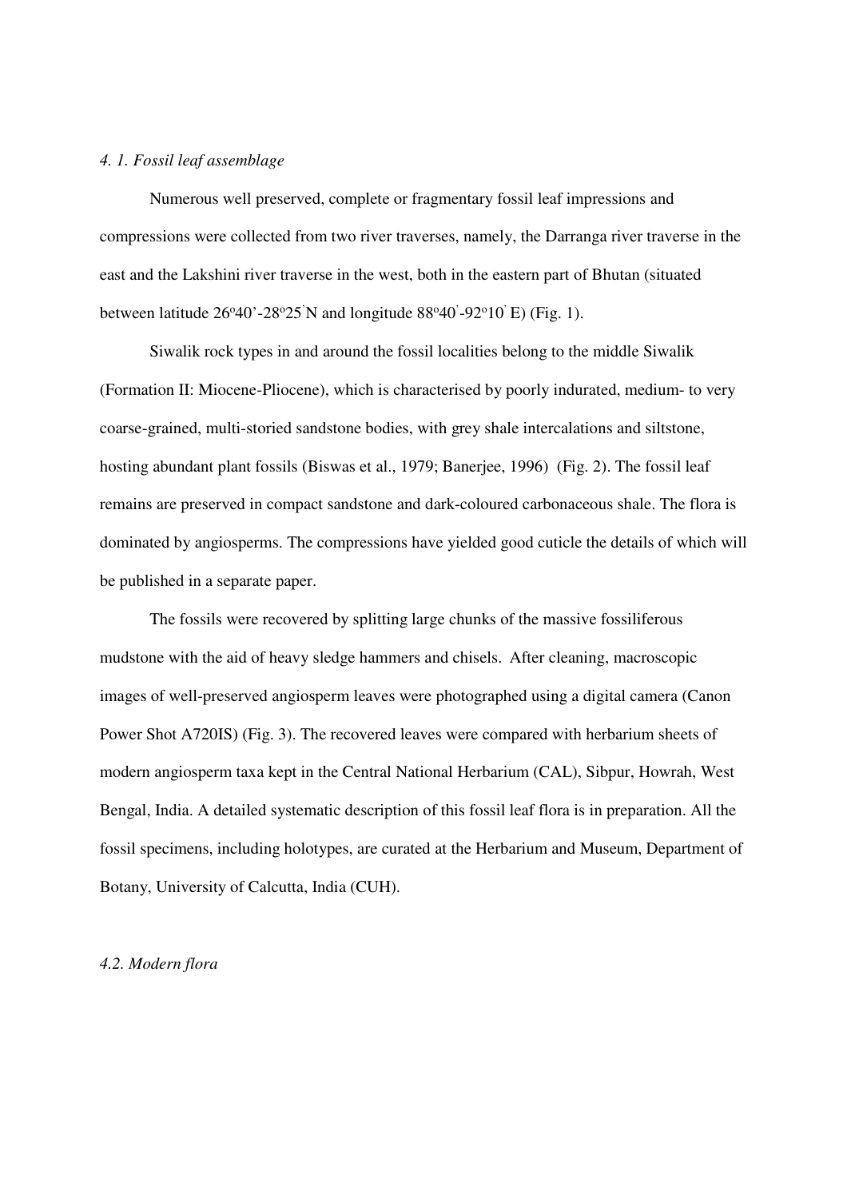### *4. 1. Fossil leaf assemblage*

Numerous well preserved, complete or fragmentary fossil leaf impressions and compressions were collected from two river traverses, namely, the Darranga river traverse in the east and the Lakshini river traverse in the west, both in the eastern part of Bhutan (situated between latitude 26°40'-28°25'N and longitude 88°40'-92°10' E) (Fig. 1).

Siwalik rock types in and around the fossil localities belong to the middle Siwalik (Formation II: Miocene-Pliocene), which is characterised by poorly indurated, medium- to very coarse-grained, multi-storied sandstone bodies, with grey shale intercalations and siltstone, hosting abundant plant fossils (Biswas et al., 1979; Banerjee, 1996) (Fig. 2). The fossil leaf remains are preserved in compact sandstone and dark-coloured carbonaceous shale. The flora is dominated by angiosperms. The compressions have yielded good cuticle the details of which will be published in a separate paper.

The fossils were recovered by splitting large chunks of the massive fossiliferous mudstone with the aid of heavy sledge hammers and chisels. After cleaning, macroscopic images of well-preserved angiosperm leaves were photographed using a digital camera (Canon Power Shot A720IS) (Fig. 3). The recovered leaves were compared with herbarium sheets of modern angiosperm taxa kept in the Central National Herbarium (CAL), Sibpur, Howrah, West Bengal, India. A detailed systematic description of this fossil leaf flora is in preparation. All the fossil specimens, including holotypes, are curated at the Herbarium and Museum, Department of Botany, University of Calcutta, India (CUH).

### *4.2. Modern flora*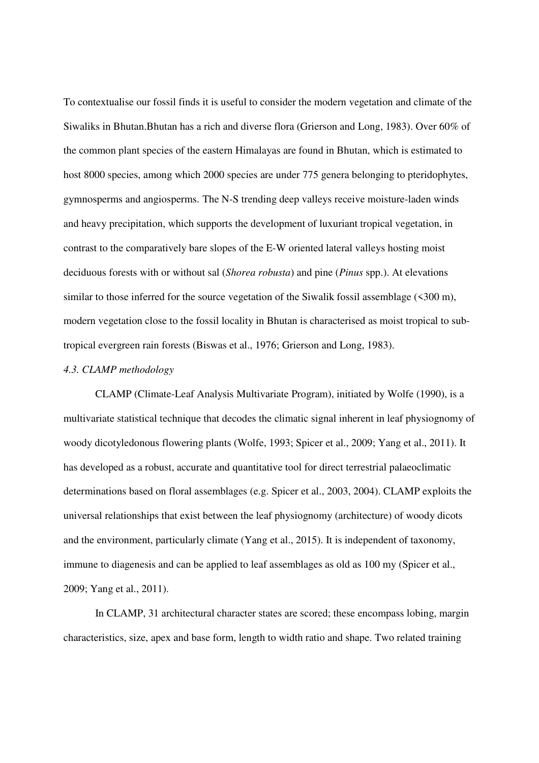To contextualise our fossil finds it is useful to consider the modern vegetation and climate of the Siwaliks in Bhutan.Bhutan has a rich and diverse flora (Grierson and Long, 1983). Over 60% of the common plant species of the eastern Himalayas are found in Bhutan, which is estimated to host 8000 species, among which 2000 species are under 775 genera belonging to pteridophytes, gymnosperms and angiosperms. The N-S trending deep valleys receive moisture-laden winds and heavy precipitation, which supports the development of luxuriant tropical vegetation, in contrast to the comparatively bare slopes of the E-W oriented lateral valleys hosting moist deciduous forests with or without sal (*Shorea robusta*) and pine (*Pinus* spp.). At elevations similar to those inferred for the source vegetation of the Siwalik fossil assemblage (<300 m), modern vegetation close to the fossil locality in Bhutan is characterised as moist tropical to sub-tropical evergreen rain forests (Biswas et al., 1976; Grierson and Long, 1983).

### *4.3. CLAMP methodology*

CLAMP (Climate-Leaf Analysis Multivariate Program), initiated by Wolfe (1990), is a multivariate statistical technique that decodes the climatic signal inherent in leaf physiognomy of woody dicotyledonous flowering plants (Wolfe, 1993; Spicer et al., 2009; Yang et al., 2011). It has developed as a robust, accurate and quantitative tool for direct terrestrial palaeoclimatic determinations based on floral assemblages (e.g. Spicer et al., 2003, 2004). CLAMP exploits the universal relationships that exist between the leaf physiognomy (architecture) of woody dicots and the environment, particularly climate (Yang et al., 2015). It is independent of taxonomy, immune to diagenesis and can be applied to leaf assemblages as old as 100 my (Spicer et al., 2009; Yang et al., 2011).

In CLAMP, 31 architectural character states are scored; these encompass lobing, margin characteristics, size, apex and base form, length to width ratio and shape. Two related training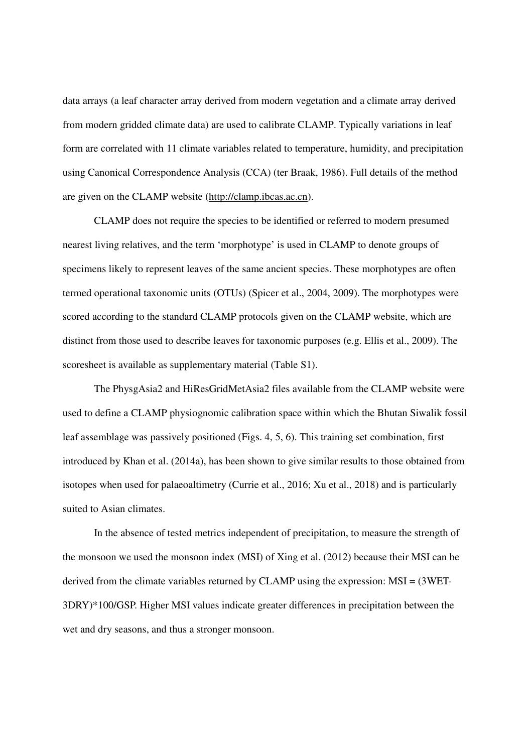data arrays (a leaf character array derived from modern vegetation and a climate array derived from modern gridded climate data) are used to calibrate CLAMP. Typically variations in leaf form are correlated with 11 climate variables related to temperature, humidity, and precipitation using Canonical Correspondence Analysis (CCA) (ter Braak, 1986). Full details of the method are given on the CLAMP website (http://clamp.ibcas.ac.cn).

CLAMP does not require the species to be identified or referred to modern presumed nearest living relatives, and the term 'morphotype' is used in CLAMP to denote groups of specimens likely to represent leaves of the same ancient species. These morphotypes are often termed operational taxonomic units (OTUs) (Spicer et al., 2004, 2009). The morphotypes were scored according to the standard CLAMP protocols given on the CLAMP website, which are distinct from those used to describe leaves for taxonomic purposes (e.g. Ellis et al., 2009). The scoresheet is available as supplementary material (Table S1).

The PhysgAsia2 and HiResGridMetAsia2 files available from the CLAMP website were used to define a CLAMP physiognomic calibration space within which the Bhutan Siwalik fossil leaf assemblage was passively positioned (Figs. 4, 5, 6). This training set combination, first introduced by Khan et al. (2014a), has been shown to give similar results to those obtained from isotopes when used for palaeoaltimetry (Currie et al., 2016; Xu et al., 2018) and is particularly suited to Asian climates.

In the absence of tested metrics independent of precipitation, to measure the strength of the monsoon we used the monsoon index (MSI) of Xing et al. (2012) because their MSI can be derived from the climate variables returned by CLAMP using the expression: $MSI = (3WET-3DRY)*100/GSP$. Higher MSI values indicate greater differences in precipitation between the wet and dry seasons, and thus a stronger monsoon.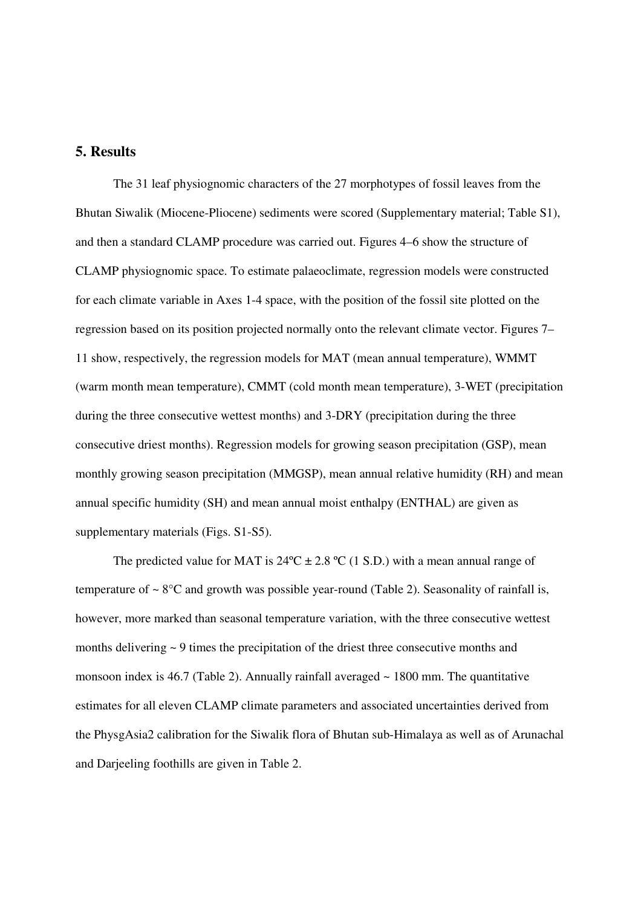## 5. Results

The 31 leaf physiognomic characters of the 27 morphotypes of fossil leaves from the Bhutan Siwalik (Miocene-Pliocene) sediments were scored (Supplementary material; Table S1), and then a standard CLAMP procedure was carried out. Figures 4–6 show the structure of CLAMP physiognomic space. To estimate palaeoclimate, regression models were constructed for each climate variable in Axes 1-4 space, with the position of the fossil site plotted on the regression based on its position projected normally onto the relevant climate vector. Figures 7–11 show, respectively, the regression models for MAT (mean annual temperature), WMMT (warm month mean temperature), CMMT (cold month mean temperature), 3-WET (precipitation during the three consecutive wettest months) and 3-DRY (precipitation during the three consecutive driest months). Regression models for growing season precipitation (GSP), mean monthly growing season precipitation (MMGSP), mean annual relative humidity (RH) and mean annual specific humidity (SH) and mean annual moist enthalpy (ENTHAL) are given as supplementary materials (Figs. S1-S5).

The predicted value for MAT is 24ºC ± 2.8 ºC (1 S.D.) with a mean annual range of temperature of ~ 8°C and growth was possible year-round (Table 2). Seasonality of rainfall is, however, more marked than seasonal temperature variation, with the three consecutive wettest months delivering ~ 9 times the precipitation of the driest three consecutive months and monsoon index is 46.7 (Table 2). Annually rainfall averaged ~ 1800 mm. The quantitative estimates for all eleven CLAMP climate parameters and associated uncertainties derived from the PhysgAsia2 calibration for the Siwalik flora of Bhutan sub-Himalaya as well as of Arunachal and Darjeeling foothills are given in Table 2.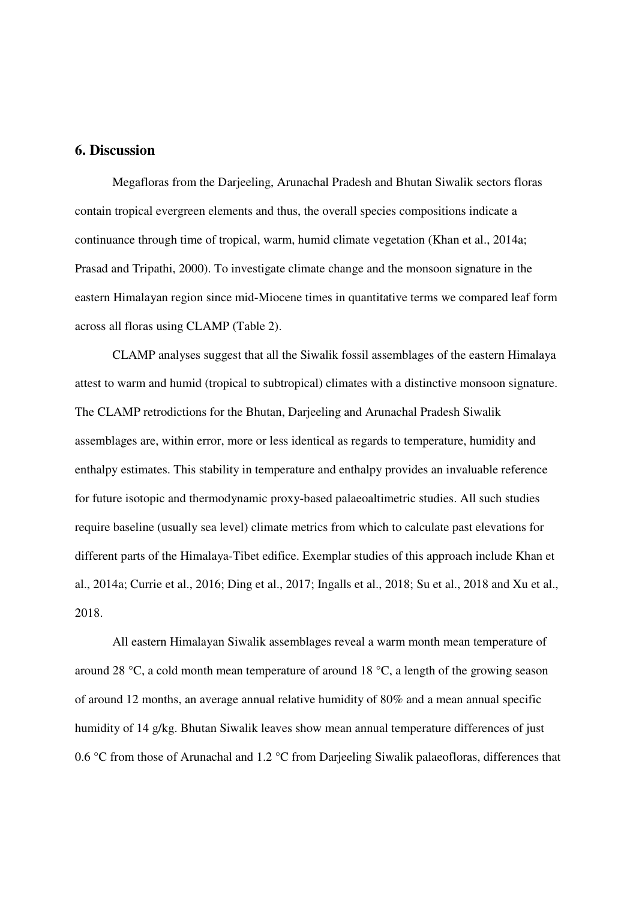## 6. Discussion

Megafloras from the Darjeeling, Arunachal Pradesh and Bhutan Siwalik sectors floras contain tropical evergreen elements and thus, the overall species compositions indicate a continuance through time of tropical, warm, humid climate vegetation (Khan et al., 2014a; Prasad and Tripathi, 2000). To investigate climate change and the monsoon signature in the eastern Himalayan region since mid-Miocene times in quantitative terms we compared leaf form across all floras using CLAMP (Table 2).

CLAMP analyses suggest that all the Siwalik fossil assemblages of the eastern Himalaya attest to warm and humid (tropical to subtropical) climates with a distinctive monsoon signature. The CLAMP retrodictions for the Bhutan, Darjeeling and Arunachal Pradesh Siwalik assemblages are, within error, more or less identical as regards to temperature, humidity and enthalpy estimates. This stability in temperature and enthalpy provides an invaluable reference for future isotopic and thermodynamic proxy-based palaeoaltimetric studies. All such studies require baseline (usually sea level) climate metrics from which to calculate past elevations for different parts of the Himalaya-Tibet edifice. Exemplar studies of this approach include Khan et al., 2014a; Currie et al., 2016; Ding et al., 2017; Ingalls et al., 2018; Su et al., 2018 and Xu et al., 2018.

All eastern Himalayan Siwalik assemblages reveal a warm month mean temperature of around 28 °C, a cold month mean temperature of around 18 °C, a length of the growing season of around 12 months, an average annual relative humidity of 80% and a mean annual specific humidity of 14 g/kg. Bhutan Siwalik leaves show mean annual temperature differences of just 0.6 °C from those of Arunachal and 1.2 °C from Darjeeling Siwalik palaeofloras, differences that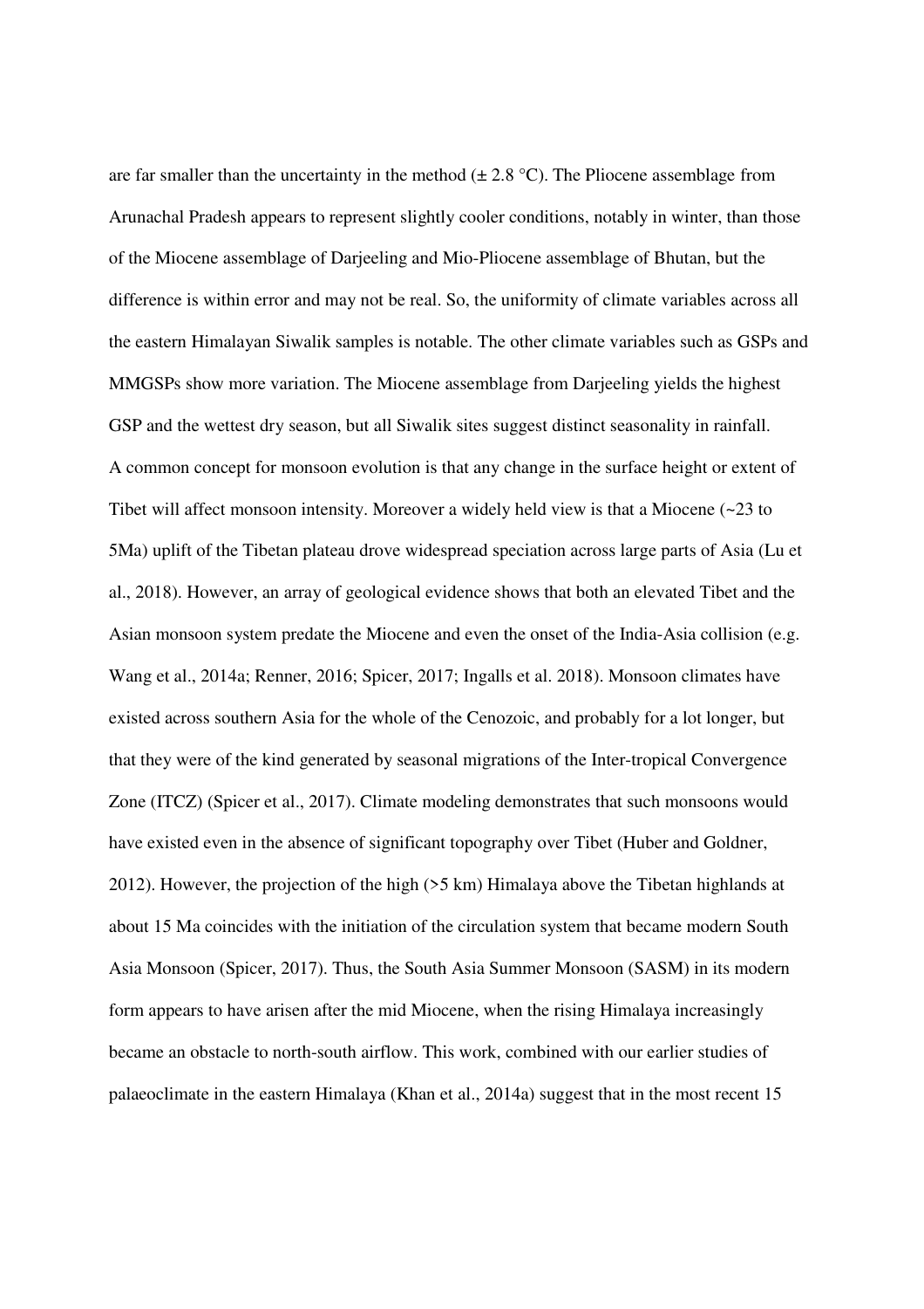are far smaller than the uncertainty in the method (± 2.8 °C). The Pliocene assemblage from Arunachal Pradesh appears to represent slightly cooler conditions, notably in winter, than those of the Miocene assemblage of Darjeeling and Mio-Pliocene assemblage of Bhutan, but the difference is within error and may not be real. So, the uniformity of climate variables across all the eastern Himalayan Siwalik samples is notable. The other climate variables such as GSPs and MMGSPs show more variation. The Miocene assemblage from Darjeeling yields the highest GSP and the wettest dry season, but all Siwalik sites suggest distinct seasonality in rainfall.

A common concept for monsoon evolution is that any change in the surface height or extent of Tibet will affect monsoon intensity. Moreover a widely held view is that a Miocene (~23 to 5Ma) uplift of the Tibetan plateau drove widespread speciation across large parts of Asia (Lu et al., 2018). However, an array of geological evidence shows that both an elevated Tibet and the Asian monsoon system predate the Miocene and even the onset of the India-Asia collision (e.g. Wang et al., 2014a; Renner, 2016; Spicer, 2017; Ingalls et al. 2018). Monsoon climates have existed across southern Asia for the whole of the Cenozoic, and probably for a lot longer, but that they were of the kind generated by seasonal migrations of the Inter-tropical Convergence Zone (ITCZ) (Spicer et al., 2017). Climate modeling demonstrates that such monsoons would have existed even in the absence of significant topography over Tibet (Huber and Goldner, 2012). However, the projection of the high (>5 km) Himalaya above the Tibetan highlands at about 15 Ma coincides with the initiation of the circulation system that became modern South Asia Monsoon (Spicer, 2017). Thus, the South Asia Summer Monsoon (SASM) in its modern form appears to have arisen after the mid Miocene, when the rising Himalaya increasingly became an obstacle to north-south airflow. This work, combined with our earlier studies of palaeoclimate in the eastern Himalaya (Khan et al., 2014a) suggest that in the most recent 15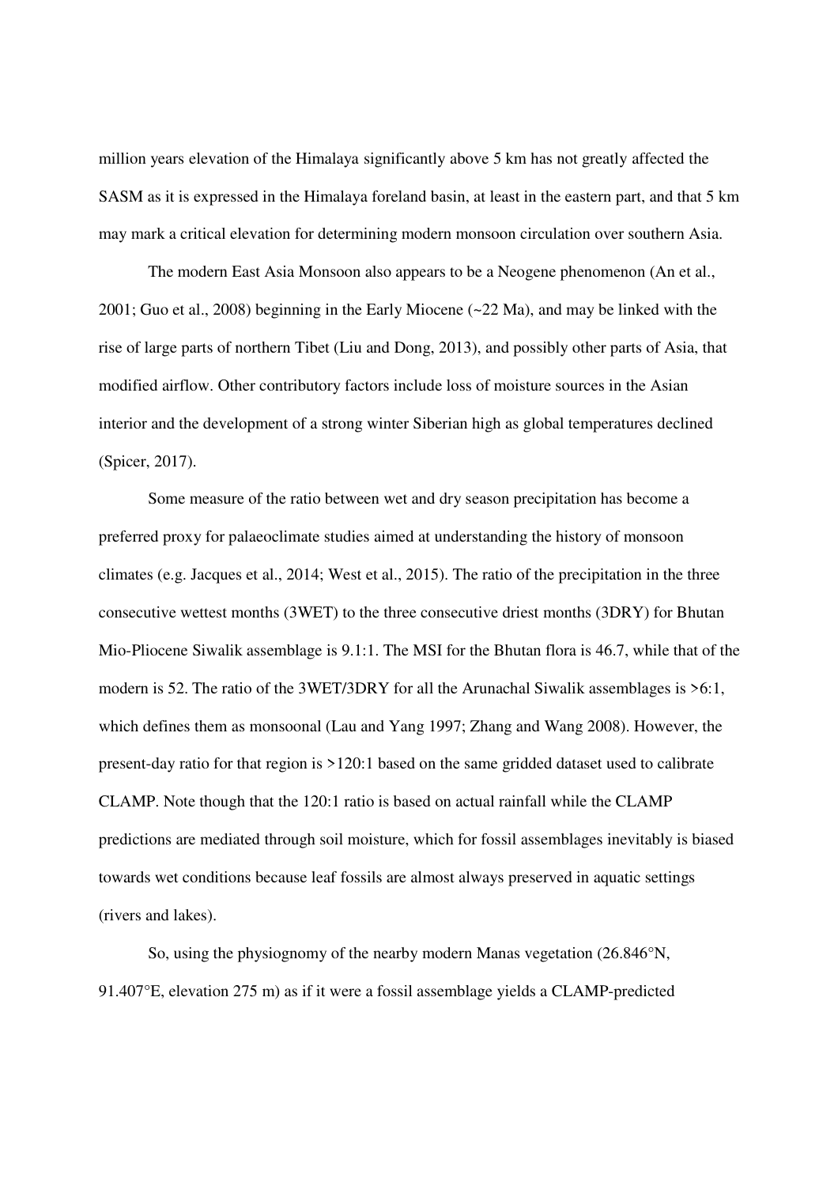million years elevation of the Himalaya significantly above 5 km has not greatly affected the SASM as it is expressed in the Himalaya foreland basin, at least in the eastern part, and that 5 km may mark a critical elevation for determining modern monsoon circulation over southern Asia.

The modern East Asia Monsoon also appears to be a Neogene phenomenon (An et al., 2001; Guo et al., 2008) beginning in the Early Miocene (~22 Ma), and may be linked with the rise of large parts of northern Tibet (Liu and Dong, 2013), and possibly other parts of Asia, that modified airflow. Other contributory factors include loss of moisture sources in the Asian interior and the development of a strong winter Siberian high as global temperatures declined (Spicer, 2017).

Some measure of the ratio between wet and dry season precipitation has become a preferred proxy for palaeoclimate studies aimed at understanding the history of monsoon climates (e.g. Jacques et al., 2014; West et al., 2015). The ratio of the precipitation in the three consecutive wettest months (3WET) to the three consecutive driest months (3DRY) for Bhutan Mio-Pliocene Siwalik assemblage is 9.1:1. The MSI for the Bhutan flora is 46.7, while that of the modern is 52. The ratio of the 3WET/3DRY for all the Arunachal Siwalik assemblages is >6:1, which defines them as monsoonal (Lau and Yang 1997; Zhang and Wang 2008). However, the present-day ratio for that region is >120:1 based on the same gridded dataset used to calibrate CLAMP. Note though that the 120:1 ratio is based on actual rainfall while the CLAMP predictions are mediated through soil moisture, which for fossil assemblages inevitably is biased towards wet conditions because leaf fossils are almost always preserved in aquatic settings (rivers and lakes).

So, using the physiognomy of the nearby modern Manas vegetation (26.846°N, 91.407°E, elevation 275 m) as if it were a fossil assemblage yields a CLAMP-predicted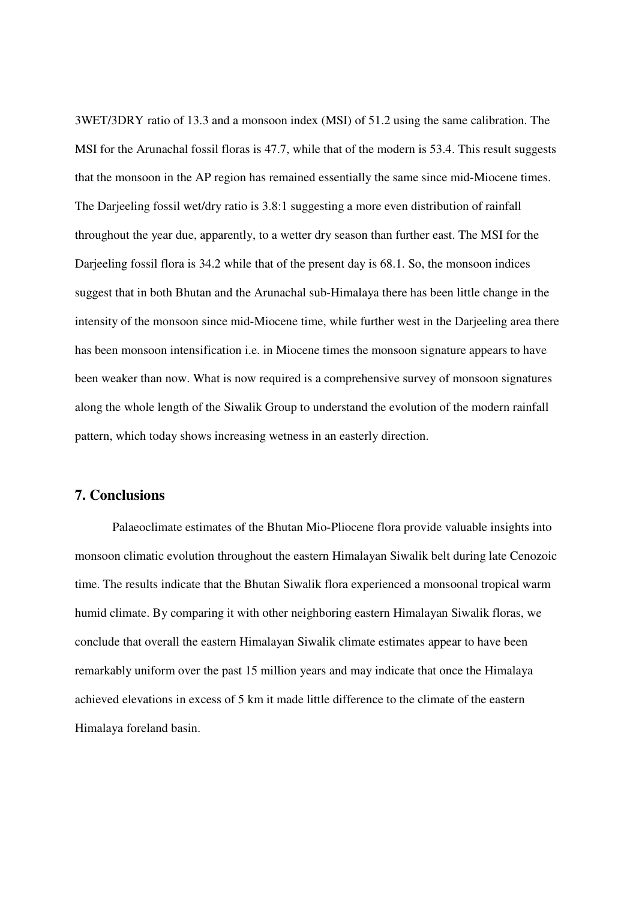3WET/3DRY ratio of 13.3 and a monsoon index (MSI) of 51.2 using the same calibration. The MSI for the Arunachal fossil floras is 47.7, while that of the modern is 53.4. This result suggests that the monsoon in the AP region has remained essentially the same since mid-Miocene times. The Darjeeling fossil wet/dry ratio is 3.8:1 suggesting a more even distribution of rainfall throughout the year due, apparently, to a wetter dry season than further east. The MSI for the Darjeeling fossil flora is 34.2 while that of the present day is 68.1. So, the monsoon indices suggest that in both Bhutan and the Arunachal sub-Himalaya there has been little change in the intensity of the monsoon since mid-Miocene time, while further west in the Darjeeling area there has been monsoon intensification i.e. in Miocene times the monsoon signature appears to have been weaker than now. What is now required is a comprehensive survey of monsoon signatures along the whole length of the Siwalik Group to understand the evolution of the modern rainfall pattern, which today shows increasing wetness in an easterly direction.

## 7. Conclusions

Palaeoclimate estimates of the Bhutan Mio-Pliocene flora provide valuable insights into monsoon climatic evolution throughout the eastern Himalayan Siwalik belt during late Cenozoic time. The results indicate that the Bhutan Siwalik flora experienced a monsoonal tropical warm humid climate. By comparing it with other neighboring eastern Himalayan Siwalik floras, we conclude that overall the eastern Himalayan Siwalik climate estimates appear to have been remarkably uniform over the past 15 million years and may indicate that once the Himalaya achieved elevations in excess of 5 km it made little difference to the climate of the eastern Himalaya foreland basin.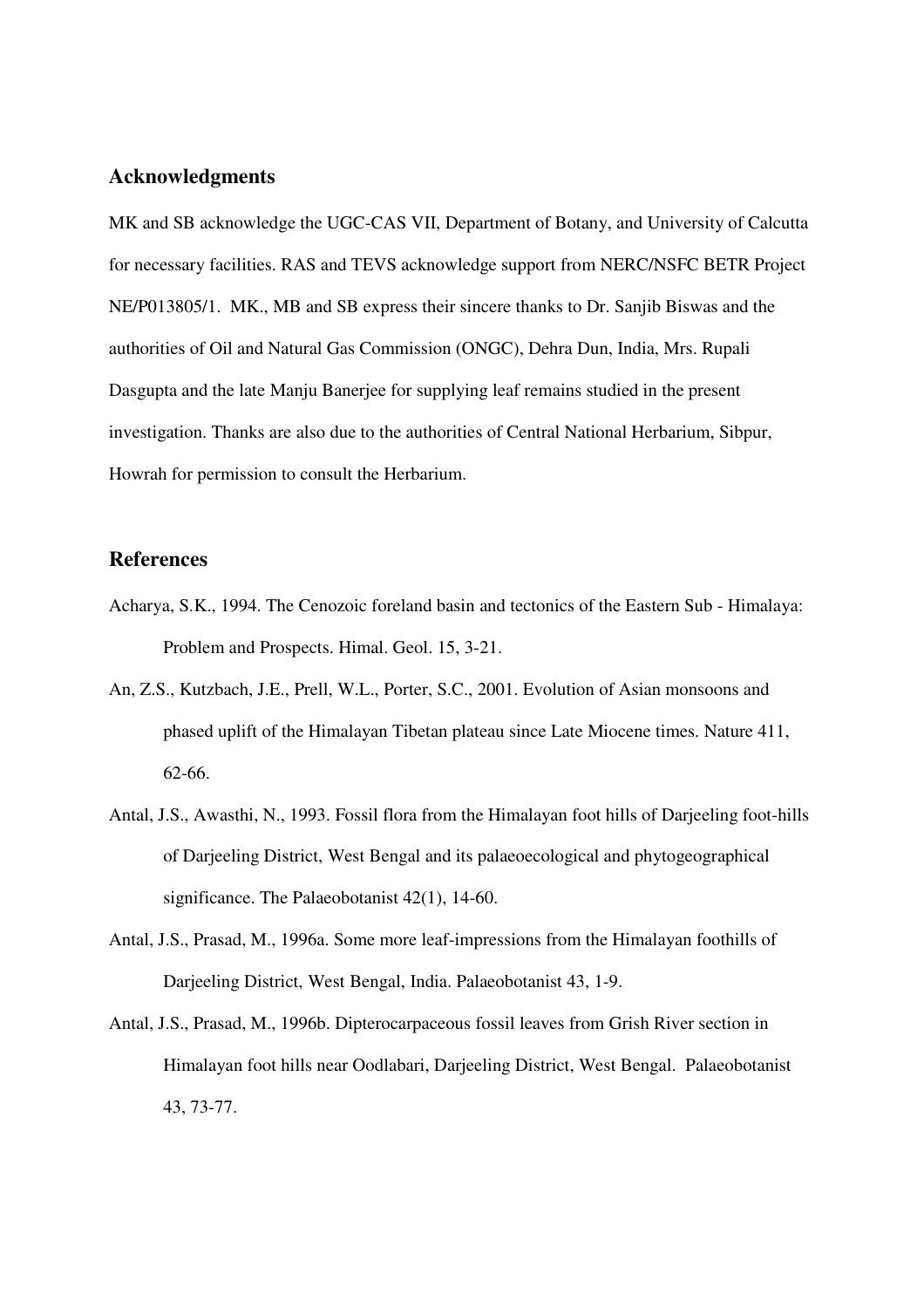## Acknowledgments

MK and SB acknowledge the UGC-CAS VII, Department of Botany, and University of Calcutta for necessary facilities. RAS and TEVS acknowledge support from NERC/NSFC BETR Project NE/P013805/1. MK., MB and SB express their sincere thanks to Dr. Sanjib Biswas and the authorities of Oil and Natural Gas Commission (ONGC), Dehra Dun, India, Mrs. Rupali Dasgupta and the late Manju Banerjee for supplying leaf remains studied in the present investigation. Thanks are also due to the authorities of Central National Herbarium, Sibpur, Howrah for permission to consult the Herbarium.

## References

Acharya, S.K., 1994. The Cenozoic foreland basin and tectonics of the Eastern Sub - Himalaya: Problem and Prospects. Himal. Geol. 15, 3-21.

An, Z.S., Kutzbach, J.E., Prell, W.L., Porter, S.C., 2001. Evolution of Asian monsoons and phased uplift of the Himalayan Tibetan plateau since Late Miocene times. Nature 411, 62-66.

Antal, J.S., Awasthi, N., 1993. Fossil flora from the Himalayan foot hills of Darjeeling foot-hills of Darjeeling District, West Bengal and its palaeoecological and phytogeographical significance. The Palaeobotanist 42(1), 14-60.

Antal, J.S., Prasad, M., 1996a. Some more leaf-impressions from the Himalayan foothills of Darjeeling District, West Bengal, India. Palaeobotanist 43, 1-9.

Antal, J.S., Prasad, M., 1996b. Dipterocarpaceous fossil leaves from Grish River section in Himalayan foot hills near Oodlabari, Darjeeling District, West Bengal. Palaeobotanist 43, 73-77.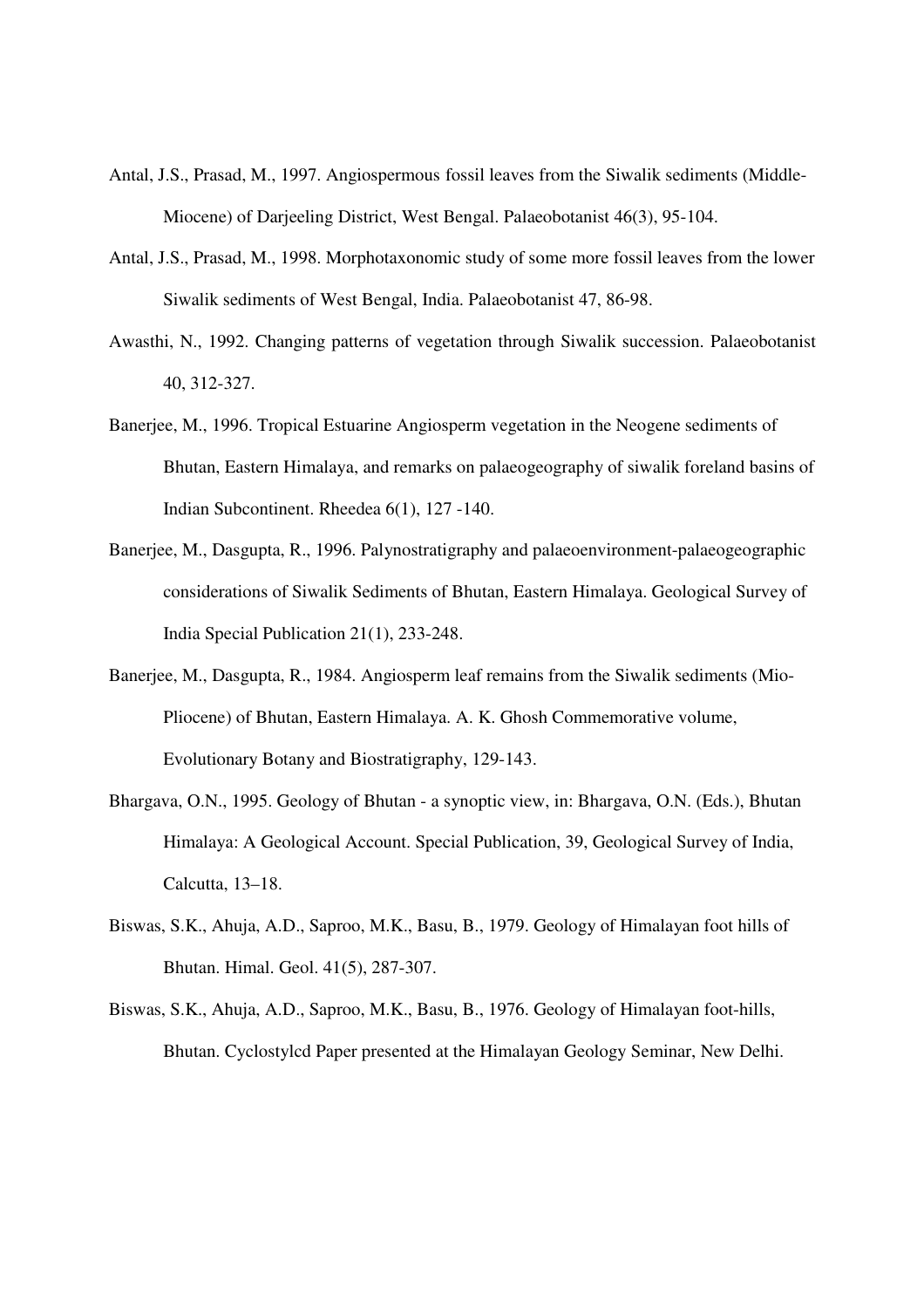Antal, J.S., Prasad, M., 1997. Angiospermous fossil leaves from the Siwalik sediments (Middle-Miocene) of Darjeeling District, West Bengal. Palaeobotanist 46(3), 95-104.

Antal, J.S., Prasad, M., 1998. Morphotaxonomic study of some more fossil leaves from the lower Siwalik sediments of West Bengal, India. Palaeobotanist 47, 86-98.

Awasthi, N., 1992. Changing patterns of vegetation through Siwalik succession. Palaeobotanist 40, 312-327.

Banerjee, M., 1996. Tropical Estuarine Angiosperm vegetation in the Neogene sediments of Bhutan, Eastern Himalaya, and remarks on palaeogeography of siwalik foreland basins of Indian Subcontinent. Rheedea 6(1), 127 -140.

Banerjee, M., Dasgupta, R., 1996. Palynostratigraphy and palaeoenvironment-palaeogeographic considerations of Siwalik Sediments of Bhutan, Eastern Himalaya. Geological Survey of India Special Publication 21(1), 233-248.

Banerjee, M., Dasgupta, R., 1984. Angiosperm leaf remains from the Siwalik sediments (Mio-Pliocene) of Bhutan, Eastern Himalaya. A. K. Ghosh Commemorative volume, Evolutionary Botany and Biostratigraphy, 129-143.

Bhargava, O.N., 1995. Geology of Bhutan - a synoptic view, in: Bhargava, O.N. (Eds.), Bhutan Himalaya: A Geological Account. Special Publication, 39, Geological Survey of India, Calcutta, 13–18.

Biswas, S.K., Ahuja, A.D., Saproo, M.K., Basu, B., 1979. Geology of Himalayan foot hills of Bhutan. Himal. Geol. 41(5), 287-307.

Biswas, S.K., Ahuja, A.D., Saproo, M.K., Basu, B., 1976. Geology of Himalayan foot-hills, Bhutan. Cyclostylcd Paper presented at the Himalayan Geology Seminar, New Delhi.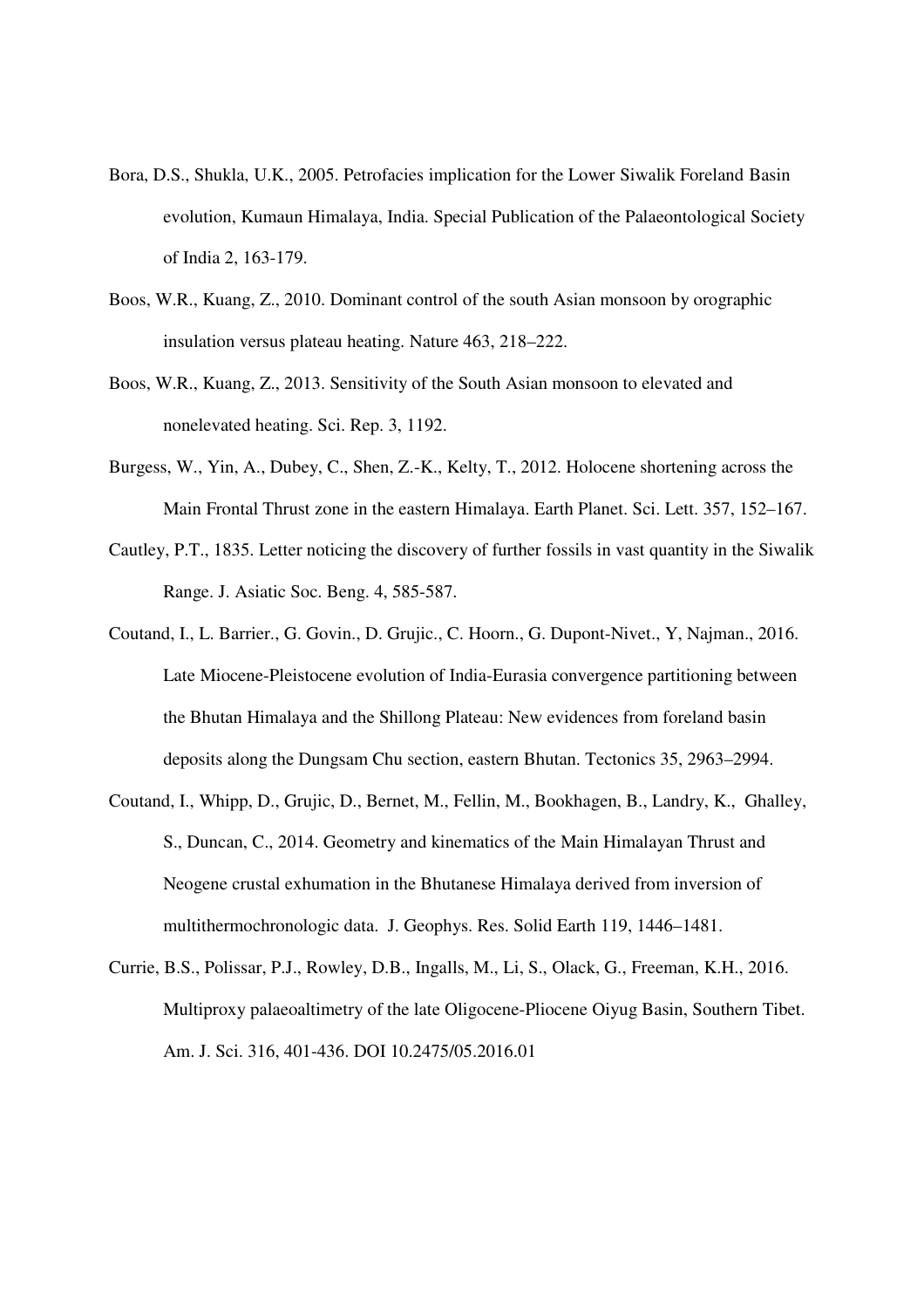Bora, D.S., Shukla, U.K., 2005. Petrofacies implication for the Lower Siwalik Foreland Basin evolution, Kumaun Himalaya, India. Special Publication of the Palaeontological Society of India 2, 163-179.

Boos, W.R., Kuang, Z., 2010. Dominant control of the south Asian monsoon by orographic insulation versus plateau heating. Nature 463, 218–222.

Boos, W.R., Kuang, Z., 2013. Sensitivity of the South Asian monsoon to elevated and nonelevated heating. Sci. Rep. 3, 1192.

Burgess, W., Yin, A., Dubey, C., Shen, Z.-K., Kelty, T., 2012. Holocene shortening across the Main Frontal Thrust zone in the eastern Himalaya. Earth Planet. Sci. Lett. 357, 152–167.

Cautley, P.T., 1835. Letter noticing the discovery of further fossils in vast quantity in the Siwalik Range. J. Asiatic Soc. Beng. 4, 585-587.

Coutand, I., L. Barrier., G. Govin., D. Grujic., C. Hoorn., G. Dupont-Nivet., Y, Najman., 2016. Late Miocene-Pleistocene evolution of India-Eurasia convergence partitioning between the Bhutan Himalaya and the Shillong Plateau: New evidences from foreland basin deposits along the Dungsam Chu section, eastern Bhutan. Tectonics 35, 2963–2994.

Coutand, I., Whipp, D., Grujic, D., Bernet, M., Fellin, M., Bookhagen, B., Landry, K., Ghalley, S., Duncan, C., 2014. Geometry and kinematics of the Main Himalayan Thrust and Neogene crustal exhumation in the Bhutanese Himalaya derived from inversion of multithermochronologic data. J. Geophys. Res. Solid Earth 119, 1446–1481.

Currie, B.S., Polissar, P.J., Rowley, D.B., Ingalls, M., Li, S., Olack, G., Freeman, K.H., 2016. Multiproxy palaeoaltimetry of the late Oligocene-Pliocene Oiyug Basin, Southern Tibet. Am. J. Sci. 316, 401-436. DOI 10.2475/05.2016.01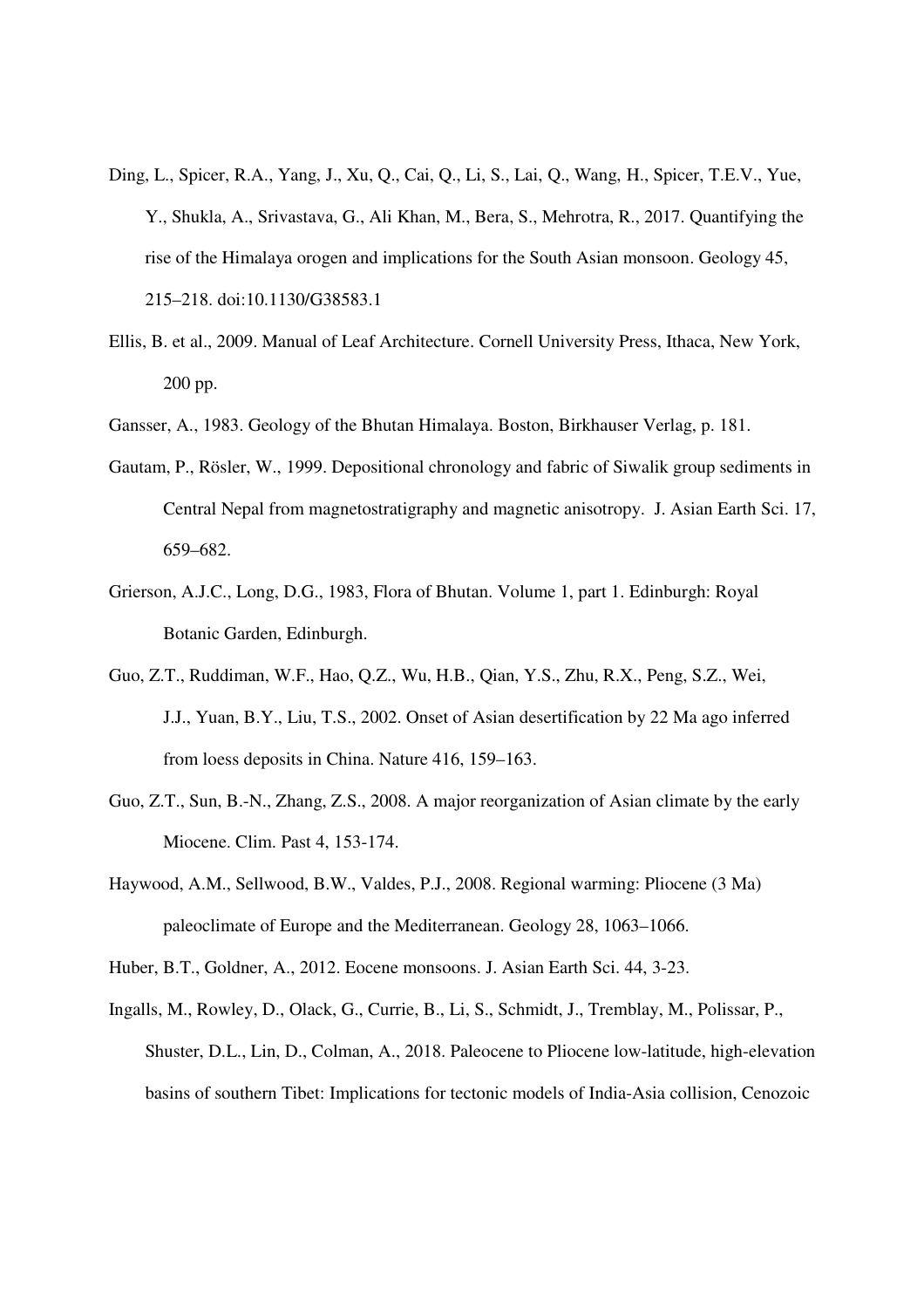Ding, L., Spicer, R.A., Yang, J., Xu, Q., Cai, Q., Li, S., Lai, Q., Wang, H., Spicer, T.E.V., Yue, Y., Shukla, A., Srivastava, G., Ali Khan, M., Bera, S., Mehrotra, R., 2017. Quantifying the rise of the Himalaya orogen and implications for the South Asian monsoon. Geology 45, 215–218. doi:10.1130/G38583.1

Ellis, B. et al., 2009. Manual of Leaf Architecture. Cornell University Press, Ithaca, New York, 200 pp.

Gansser, A., 1983. Geology of the Bhutan Himalaya. Boston, Birkhauser Verlag, p. 181.

Gautam, P., Rösler, W., 1999. Depositional chronology and fabric of Siwalik group sediments in Central Nepal from magnetostratigraphy and magnetic anisotropy. J. Asian Earth Sci. 17, 659–682.

Grierson, A.J.C., Long, D.G., 1983, Flora of Bhutan. Volume 1, part 1. Edinburgh: Royal Botanic Garden, Edinburgh.

Guo, Z.T., Ruddiman, W.F., Hao, Q.Z., Wu, H.B., Qian, Y.S., Zhu, R.X., Peng, S.Z., Wei, J.J., Yuan, B.Y., Liu, T.S., 2002. Onset of Asian desertification by 22 Ma ago inferred from loess deposits in China. Nature 416, 159–163.

Guo, Z.T., Sun, B.-N., Zhang, Z.S., 2008. A major reorganization of Asian climate by the early Miocene. Clim. Past 4, 153-174.

Haywood, A.M., Sellwood, B.W., Valdes, P.J., 2008. Regional warming: Pliocene (3 Ma) paleoclimate of Europe and the Mediterranean. Geology 28, 1063–1066.

Huber, B.T., Goldner, A., 2012. Eocene monsoons. J. Asian Earth Sci. 44, 3-23.

Ingalls, M., Rowley, D., Olack, G., Currie, B., Li, S., Schmidt, J., Tremblay, M., Polissar, P., Shuster, D.L., Lin, D., Colman, A., 2018. Paleocene to Pliocene low-latitude, high-elevation basins of southern Tibet: Implications for tectonic models of India-Asia collision, Cenozoic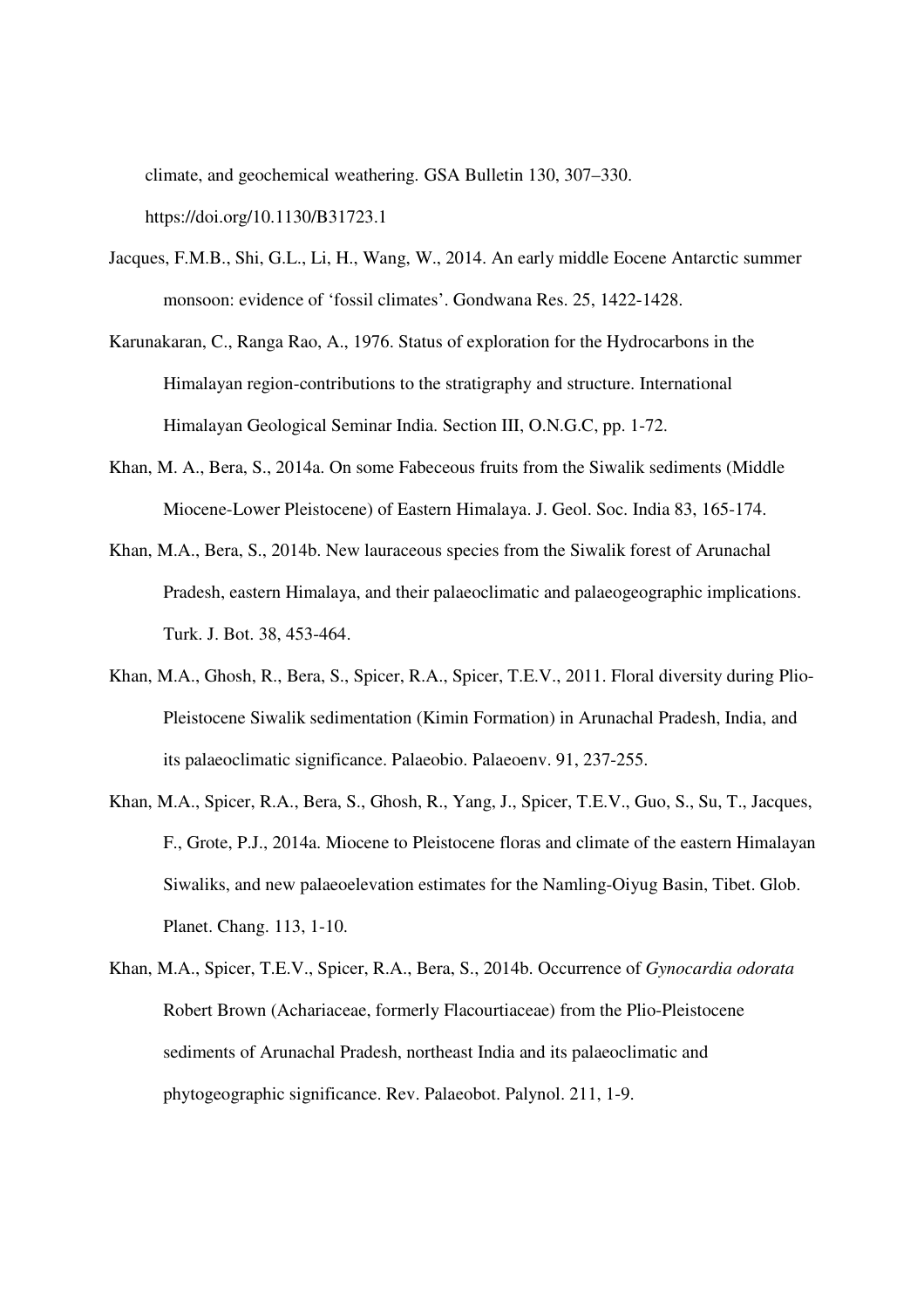climate, and geochemical weathering. GSA Bulletin 130, 307–330. https://doi.org/10.1130/B31723.1

Jacques, F.M.B., Shi, G.L., Li, H., Wang, W., 2014. An early middle Eocene Antarctic summer monsoon: evidence of 'fossil climates'. Gondwana Res. 25, 1422-1428.

Karunakaran, C., Ranga Rao, A., 1976. Status of exploration for the Hydrocarbons in the Himalayan region-contributions to the stratigraphy and structure. International Himalayan Geological Seminar India. Section III, O.N.G.C, pp. 1-72.

Khan, M. A., Bera, S., 2014a. On some Fabeceous fruits from the Siwalik sediments (Middle Miocene-Lower Pleistocene) of Eastern Himalaya. J. Geol. Soc. India 83, 165-174.

Khan, M.A., Bera, S., 2014b. New lauraceous species from the Siwalik forest of Arunachal Pradesh, eastern Himalaya, and their palaeoclimatic and palaeogeographic implications. Turk. J. Bot. 38, 453-464.

Khan, M.A., Ghosh, R., Bera, S., Spicer, R.A., Spicer, T.E.V., 2011. Floral diversity during Plio-Pleistocene Siwalik sedimentation (Kimin Formation) in Arunachal Pradesh, India, and its palaeoclimatic significance. Palaeobio. Palaeoenv. 91, 237-255.

Khan, M.A., Spicer, R.A., Bera, S., Ghosh, R., Yang, J., Spicer, T.E.V., Guo, S., Su, T., Jacques, F., Grote, P.J., 2014a. Miocene to Pleistocene floras and climate of the eastern Himalayan Siwaliks, and new palaeoelevation estimates for the Namling-Oiyug Basin, Tibet. Glob. Planet. Chang. 113, 1-10.

Khan, M.A., Spicer, T.E.V., Spicer, R.A., Bera, S., 2014b. Occurrence of *Gynocardia odorata* Robert Brown (Achariaceae, formerly Flacourtiaceae) from the Plio-Pleistocene sediments of Arunachal Pradesh, northeast India and its palaeoclimatic and phytogeographic significance. Rev. Palaeobot. Palynol. 211, 1-9.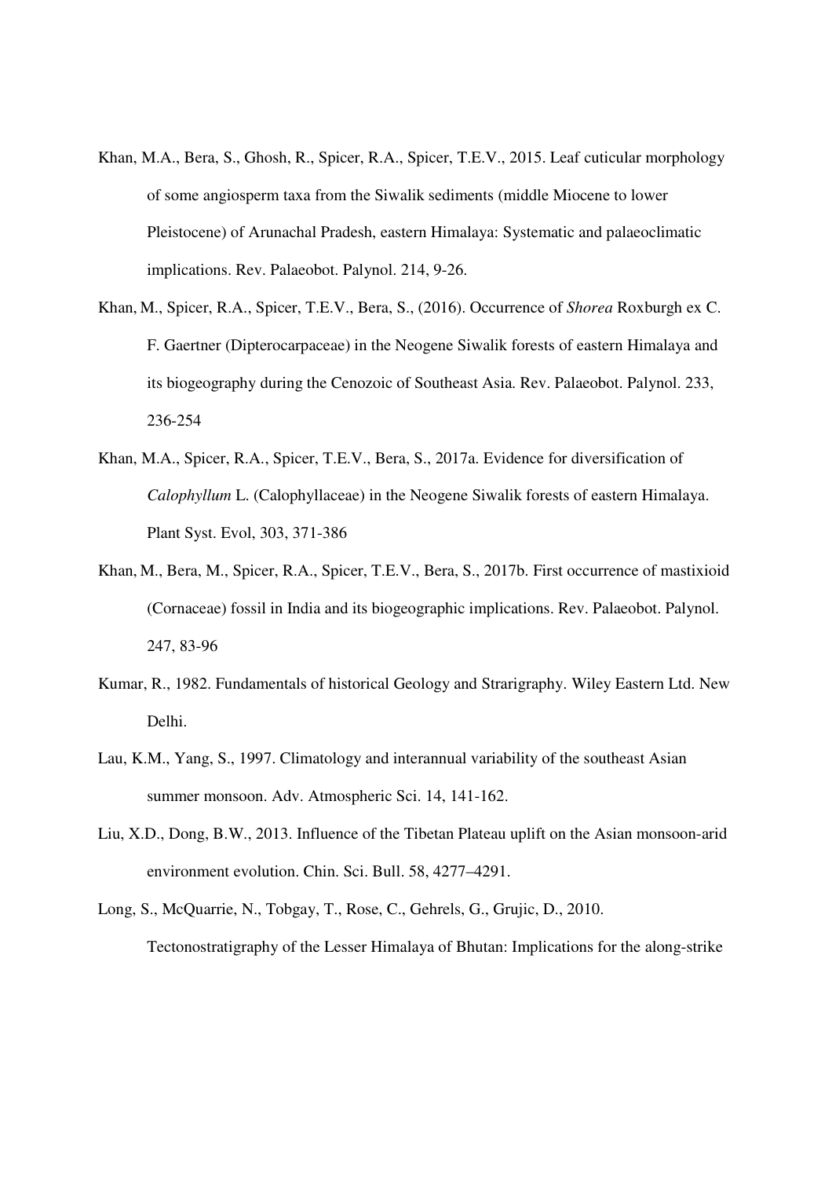Khan, M.A., Bera, S., Ghosh, R., Spicer, R.A., Spicer, T.E.V., 2015. Leaf cuticular morphology of some angiosperm taxa from the Siwalik sediments (middle Miocene to lower Pleistocene) of Arunachal Pradesh, eastern Himalaya: Systematic and palaeoclimatic implications. Rev. Palaeobot. Palynol. 214, 9-26.

Khan, M., Spicer, R.A., Spicer, T.E.V., Bera, S., (2016). Occurrence of *Shorea* Roxburgh ex C. F. Gaertner (Dipterocarpaceae) in the Neogene Siwalik forests of eastern Himalaya and its biogeography during the Cenozoic of Southeast Asia. Rev. Palaeobot. Palynol. 233, 236-254

Khan, M.A., Spicer, R.A., Spicer, T.E.V., Bera, S., 2017a. Evidence for diversification of *Calophyllum* L. (Calophyllaceae) in the Neogene Siwalik forests of eastern Himalaya. Plant Syst. Evol, 303, 371-386

Khan, M., Bera, M., Spicer, R.A., Spicer, T.E.V., Bera, S., 2017b. First occurrence of mastixioid (Cornaceae) fossil in India and its biogeographic implications. Rev. Palaeobot. Palynol. 247, 83-96

Kumar, R., 1982. Fundamentals of historical Geology and Strarigraphy. Wiley Eastern Ltd. New Delhi.

Lau, K.M., Yang, S., 1997. Climatology and interannual variability of the southeast Asian summer monsoon. Adv. Atmospheric Sci. 14, 141-162.

Liu, X.D., Dong, B.W., 2013. Influence of the Tibetan Plateau uplift on the Asian monsoon-arid environment evolution. Chin. Sci. Bull. 58, 4277–4291.

Long, S., McQuarrie, N., Tobgay, T., Rose, C., Gehrels, G., Grujic, D., 2010. Tectonostratigraphy of the Lesser Himalaya of Bhutan: Implications for the along-strike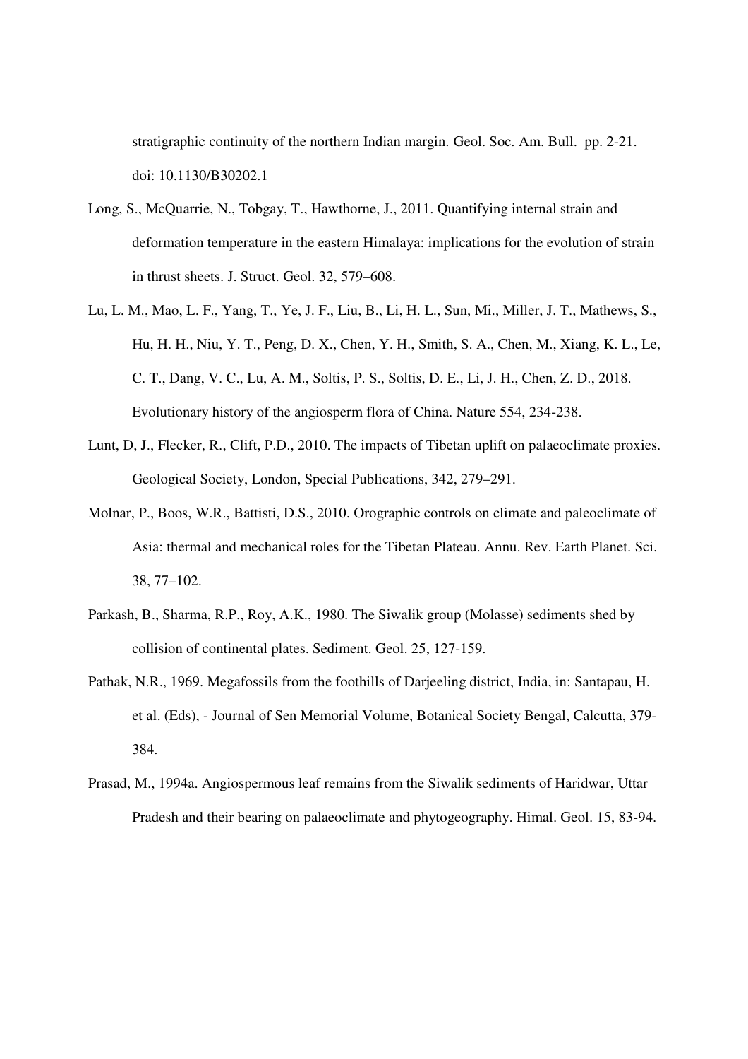stratigraphic continuity of the northern Indian margin. Geol. Soc. Am. Bull. pp. 2-21. doi: 10.1130/B30202.1

Long, S., McQuarrie, N., Tobgay, T., Hawthorne, J., 2011. Quantifying internal strain and deformation temperature in the eastern Himalaya: implications for the evolution of strain in thrust sheets. J. Struct. Geol. 32, 579–608.

Lu, L. M., Mao, L. F., Yang, T., Ye, J. F., Liu, B., Li, H. L., Sun, Mi., Miller, J. T., Mathews, S., Hu, H. H., Niu, Y. T., Peng, D. X., Chen, Y. H., Smith, S. A., Chen, M., Xiang, K. L., Le, C. T., Dang, V. C., Lu, A. M., Soltis, P. S., Soltis, D. E., Li, J. H., Chen, Z. D., 2018. Evolutionary history of the angiosperm flora of China. Nature 554, 234-238.

Lunt, D, J., Flecker, R., Clift, P.D., 2010. The impacts of Tibetan uplift on palaeoclimate proxies. Geological Society, London, Special Publications, 342, 279–291.

Molnar, P., Boos, W.R., Battisti, D.S., 2010. Orographic controls on climate and paleoclimate of Asia: thermal and mechanical roles for the Tibetan Plateau. Annu. Rev. Earth Planet. Sci. 38, 77–102.

Parkash, B., Sharma, R.P., Roy, A.K., 1980. The Siwalik group (Molasse) sediments shed by collision of continental plates. Sediment. Geol. 25, 127-159.

Pathak, N.R., 1969. Megafossils from the foothills of Darjeeling district, India, in: Santapau, H. et al. (Eds), - Journal of Sen Memorial Volume, Botanical Society Bengal, Calcutta, 379-384.

Prasad, M., 1994a. Angiospermous leaf remains from the Siwalik sediments of Haridwar, Uttar Pradesh and their bearing on palaeoclimate and phytogeography. Himal. Geol. 15, 83-94.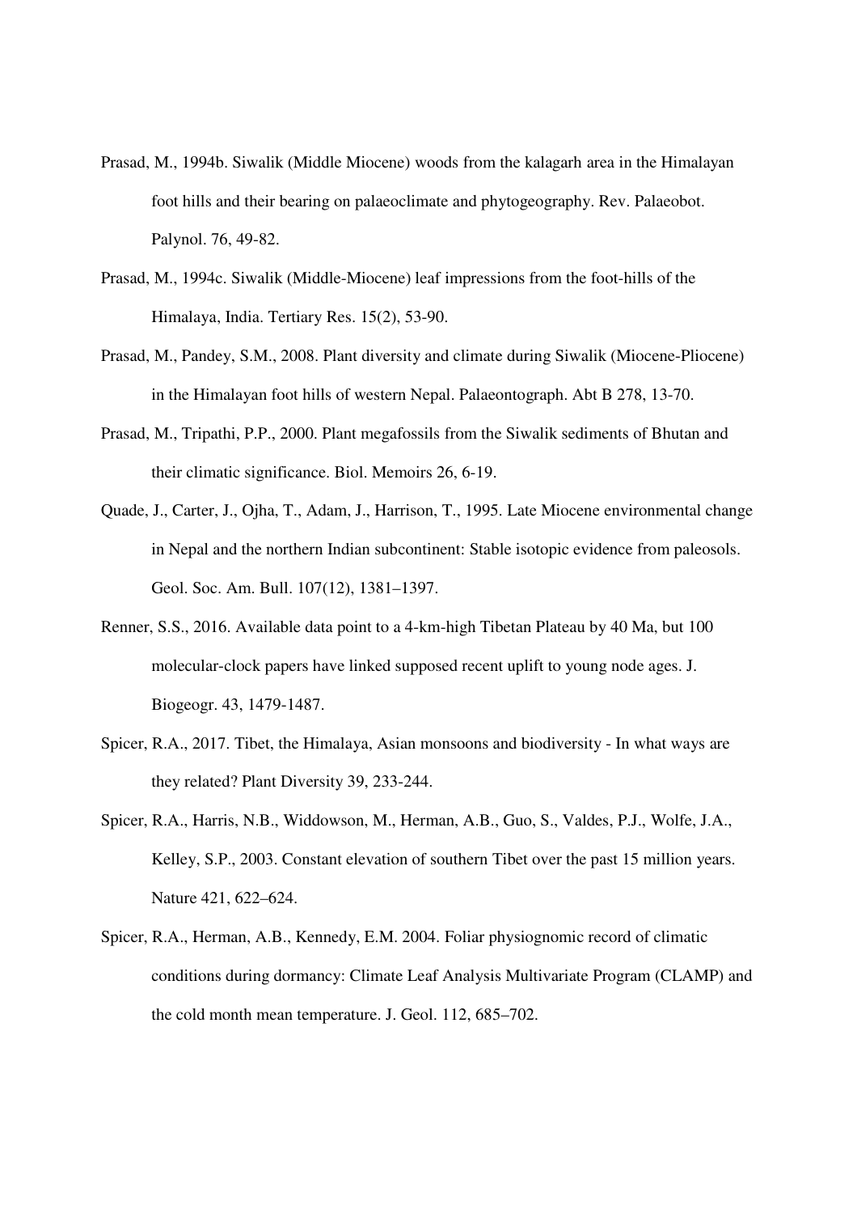Prasad, M., 1994b. Siwalik (Middle Miocene) woods from the kalagarh area in the Himalayan foot hills and their bearing on palaeoclimate and phytogeography. Rev. Palaeobot. Palynol. 76, 49-82.

Prasad, M., 1994c. Siwalik (Middle-Miocene) leaf impressions from the foot-hills of the Himalaya, India. Tertiary Res. 15(2), 53-90.

Prasad, M., Pandey, S.M., 2008. Plant diversity and climate during Siwalik (Miocene-Pliocene) in the Himalayan foot hills of western Nepal. Palaeontograph. Abt B 278, 13-70.

Prasad, M., Tripathi, P.P., 2000. Plant megafossils from the Siwalik sediments of Bhutan and their climatic significance. Biol. Memoirs 26, 6-19.

Quade, J., Carter, J., Ojha, T., Adam, J., Harrison, T., 1995. Late Miocene environmental change in Nepal and the northern Indian subcontinent: Stable isotopic evidence from paleosols. Geol. Soc. Am. Bull. 107(12), 1381–1397.

Renner, S.S., 2016. Available data point to a 4-km-high Tibetan Plateau by 40 Ma, but 100 molecular-clock papers have linked supposed recent uplift to young node ages. J. Biogeogr. 43, 1479-1487.

Spicer, R.A., 2017. Tibet, the Himalaya, Asian monsoons and biodiversity - In what ways are they related? Plant Diversity 39, 233-244.

Spicer, R.A., Harris, N.B., Widdowson, M., Herman, A.B., Guo, S., Valdes, P.J., Wolfe, J.A., Kelley, S.P., 2003. Constant elevation of southern Tibet over the past 15 million years. Nature 421, 622–624.

Spicer, R.A., Herman, A.B., Kennedy, E.M. 2004. Foliar physiognomic record of climatic conditions during dormancy: Climate Leaf Analysis Multivariate Program (CLAMP) and the cold month mean temperature. J. Geol. 112, 685–702.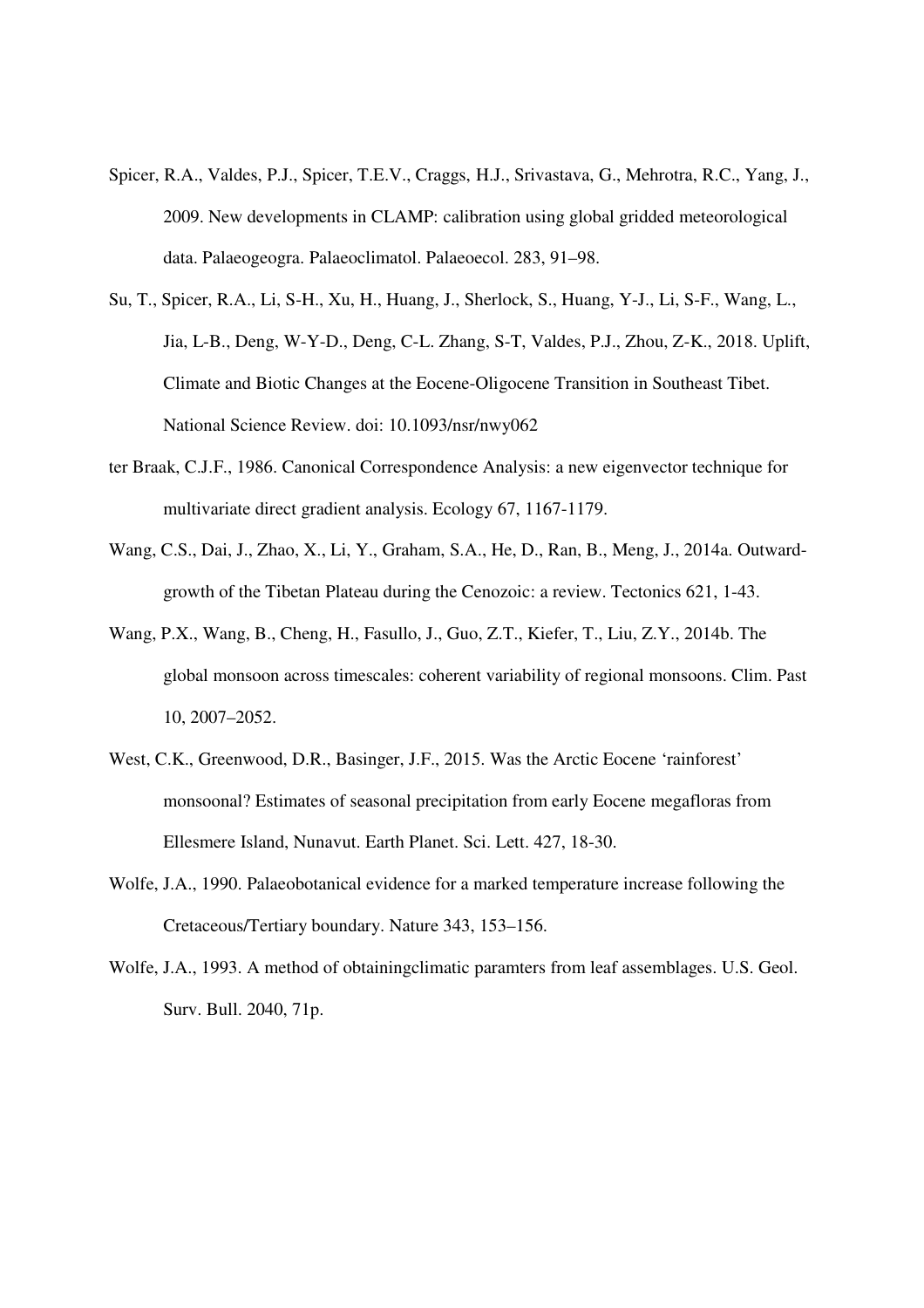Spicer, R.A., Valdes, P.J., Spicer, T.E.V., Craggs, H.J., Srivastava, G., Mehrotra, R.C., Yang, J., 2009. New developments in CLAMP: calibration using global gridded meteorological data. Palaeogeogra. Palaeoclimatol. Palaeoecol. 283, 91–98.

Su, T., Spicer, R.A., Li, S-H., Xu, H., Huang, J., Sherlock, S., Huang, Y-J., Li, S-F., Wang, L., Jia, L-B., Deng, W-Y-D., Deng, C-L. Zhang, S-T, Valdes, P.J., Zhou, Z-K., 2018. Uplift, Climate and Biotic Changes at the Eocene-Oligocene Transition in Southeast Tibet. National Science Review. doi: 10.1093/nsr/nwy062

ter Braak, C.J.F., 1986. Canonical Correspondence Analysis: a new eigenvector technique for multivariate direct gradient analysis. Ecology 67, 1167-1179.

Wang, C.S., Dai, J., Zhao, X., Li, Y., Graham, S.A., He, D., Ran, B., Meng, J., 2014a. Outward-growth of the Tibetan Plateau during the Cenozoic: a review. Tectonics 621, 1-43.

Wang, P.X., Wang, B., Cheng, H., Fasullo, J., Guo, Z.T., Kiefer, T., Liu, Z.Y., 2014b. The global monsoon across timescales: coherent variability of regional monsoons. Clim. Past 10, 2007–2052.

West, C.K., Greenwood, D.R., Basinger, J.F., 2015. Was the Arctic Eocene 'rainforest' monsoonal? Estimates of seasonal precipitation from early Eocene megafloras from Ellesmere Island, Nunavut. Earth Planet. Sci. Lett. 427, 18-30.

Wolfe, J.A., 1990. Palaeobotanical evidence for a marked temperature increase following the Cretaceous/Tertiary boundary. Nature 343, 153–156.

Wolfe, J.A., 1993. A method of obtainingclimatic paramters from leaf assemblages. U.S. Geol. Surv. Bull. 2040, 71p.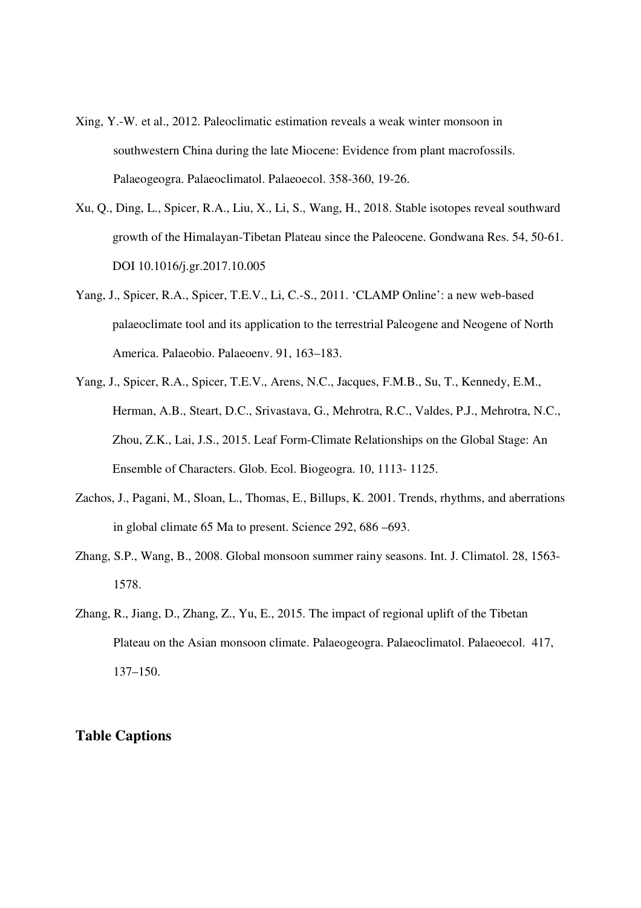Xing, Y.-W. et al., 2012. Paleoclimatic estimation reveals a weak winter monsoon in southwestern China during the late Miocene: Evidence from plant macrofossils. Palaeogeogra. Palaeoclimatol. Palaeoecol. 358-360, 19-26.

Xu, Q., Ding, L., Spicer, R.A., Liu, X., Li, S., Wang, H., 2018. Stable isotopes reveal southward growth of the Himalayan-Tibetan Plateau since the Paleocene. Gondwana Res. 54, 50-61. DOI 10.1016/j.gr.2017.10.005

Yang, J., Spicer, R.A., Spicer, T.E.V., Li, C.-S., 2011. 'CLAMP Online': a new web-based palaeoclimate tool and its application to the terrestrial Paleogene and Neogene of North America. Palaeobio. Palaeoenv. 91, 163–183.

Yang, J., Spicer, R.A., Spicer, T.E.V., Arens, N.C., Jacques, F.M.B., Su, T., Kennedy, E.M., Herman, A.B., Steart, D.C., Srivastava, G., Mehrotra, R.C., Valdes, P.J., Mehrotra, N.C., Zhou, Z.K., Lai, J.S., 2015. Leaf Form-Climate Relationships on the Global Stage: An Ensemble of Characters. Glob. Ecol. Biogeogra. 10, 1113- 1125.

Zachos, J., Pagani, M., Sloan, L., Thomas, E., Billups, K. 2001. Trends, rhythms, and aberrations in global climate 65 Ma to present. Science 292, 686 –693.

Zhang, S.P., Wang, B., 2008. Global monsoon summer rainy seasons. Int. J. Climatol. 28, 1563-1578.

Zhang, R., Jiang, D., Zhang, Z., Yu, E., 2015. The impact of regional uplift of the Tibetan Plateau on the Asian monsoon climate. Palaeogeogra. Palaeoclimatol. Palaeoecol. 417, 137–150.

## Table Captions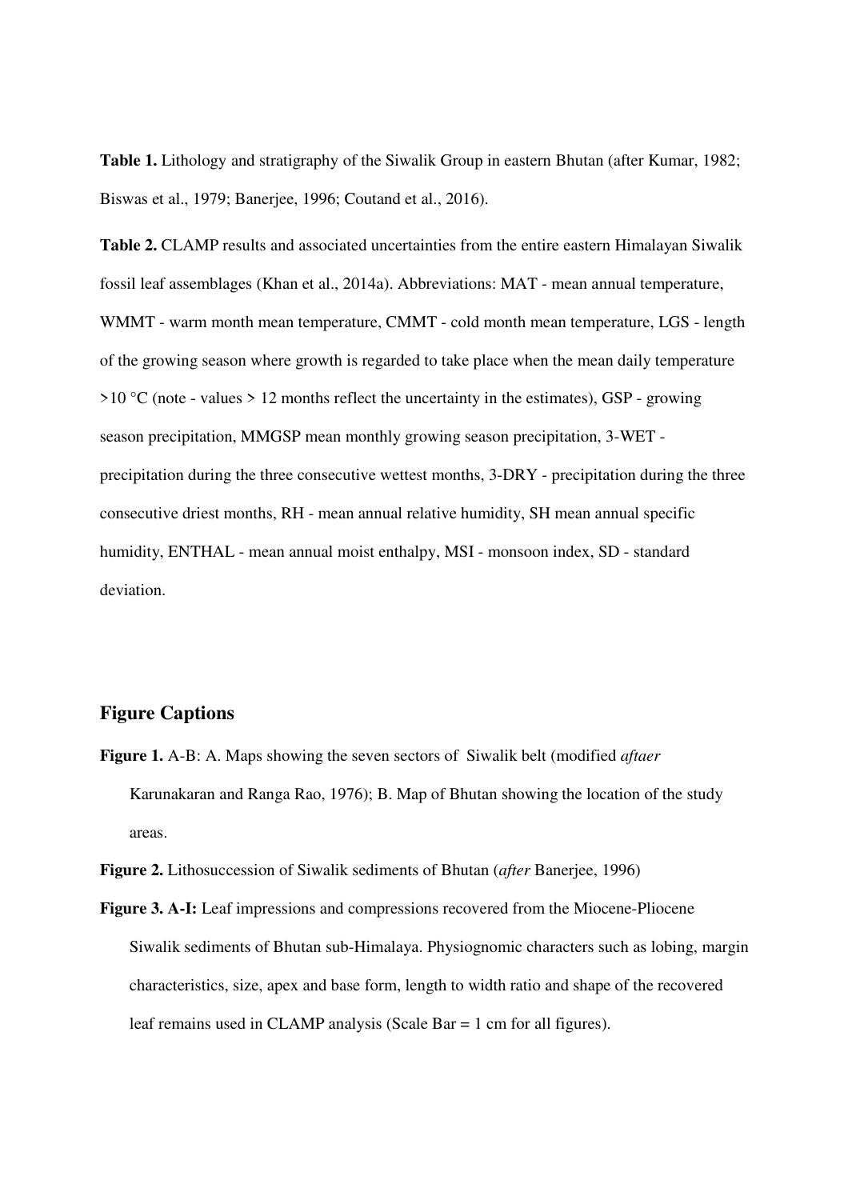**Table 1.** Lithology and stratigraphy of the Siwalik Group in eastern Bhutan (after Kumar, 1982; Biswas et al., 1979; Banerjee, 1996; Coutand et al., 2016).

**Table 2.** CLAMP results and associated uncertainties from the entire eastern Himalayan Siwalik fossil leaf assemblages (Khan et al., 2014a). Abbreviations: MAT - mean annual temperature, WMMT - warm month mean temperature, CMMT - cold month mean temperature, LGS - length of the growing season where growth is regarded to take place when the mean daily temperature >10 °C (note - values > 12 months reflect the uncertainty in the estimates), GSP - growing season precipitation, MMGSP mean monthly growing season precipitation, 3-WET - precipitation during the three consecutive wettest months, 3-DRY - precipitation during the three consecutive driest months, RH - mean annual relative humidity, SH mean annual specific humidity, ENTHAL - mean annual moist enthalpy, MSI - monsoon index, SD - standard deviation.

## Figure Captions

**Figure 1.** A-B: A. Maps showing the seven sectors of Siwalik belt (modified *aftaer* Karunakaran and Ranga Rao, 1976); B. Map of Bhutan showing the location of the study areas.

**Figure 2.** Lithosuccession of Siwalik sediments of Bhutan (*after* Banerjee, 1996)

**Figure 3. A-I:** Leaf impressions and compressions recovered from the Miocene-Pliocene Siwalik sediments of Bhutan sub-Himalaya. Physiognomic characters such as lobing, margin characteristics, size, apex and base form, length to width ratio and shape of the recovered leaf remains used in CLAMP analysis (Scale Bar = 1 cm for all figures).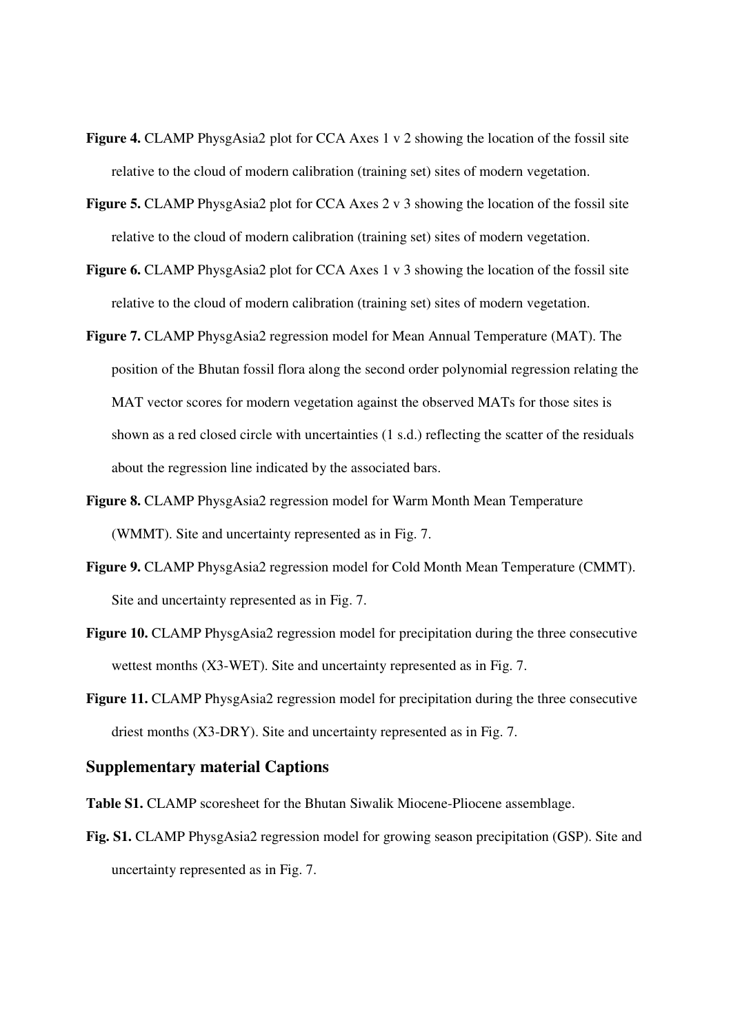**Figure 4.** CLAMP PhysgAsia2 plot for CCA Axes 1 v 2 showing the location of the fossil site relative to the cloud of modern calibration (training set) sites of modern vegetation.

**Figure 5.** CLAMP PhysgAsia2 plot for CCA Axes 2 v 3 showing the location of the fossil site relative to the cloud of modern calibration (training set) sites of modern vegetation.

**Figure 6.** CLAMP PhysgAsia2 plot for CCA Axes 1 v 3 showing the location of the fossil site relative to the cloud of modern calibration (training set) sites of modern vegetation.

**Figure 7.** CLAMP PhysgAsia2 regression model for Mean Annual Temperature (MAT). The position of the Bhutan fossil flora along the second order polynomial regression relating the MAT vector scores for modern vegetation against the observed MATs for those sites is shown as a red closed circle with uncertainties (1 s.d.) reflecting the scatter of the residuals about the regression line indicated by the associated bars.

**Figure 8.** CLAMP PhysgAsia2 regression model for Warm Month Mean Temperature (WMMT). Site and uncertainty represented as in Fig. 7.

**Figure 9.** CLAMP PhysgAsia2 regression model for Cold Month Mean Temperature (CMMT). Site and uncertainty represented as in Fig. 7.

**Figure 10.** CLAMP PhysgAsia2 regression model for precipitation during the three consecutive wettest months (X3-WET). Site and uncertainty represented as in Fig. 7.

**Figure 11.** CLAMP PhysgAsia2 regression model for precipitation during the three consecutive driest months (X3-DRY). Site and uncertainty represented as in Fig. 7.

## Supplementary material Captions

**Table S1.** CLAMP scoresheet for the Bhutan Siwalik Miocene-Pliocene assemblage.

**Fig. S1.** CLAMP PhysgAsia2 regression model for growing season precipitation (GSP). Site and uncertainty represented as in Fig. 7.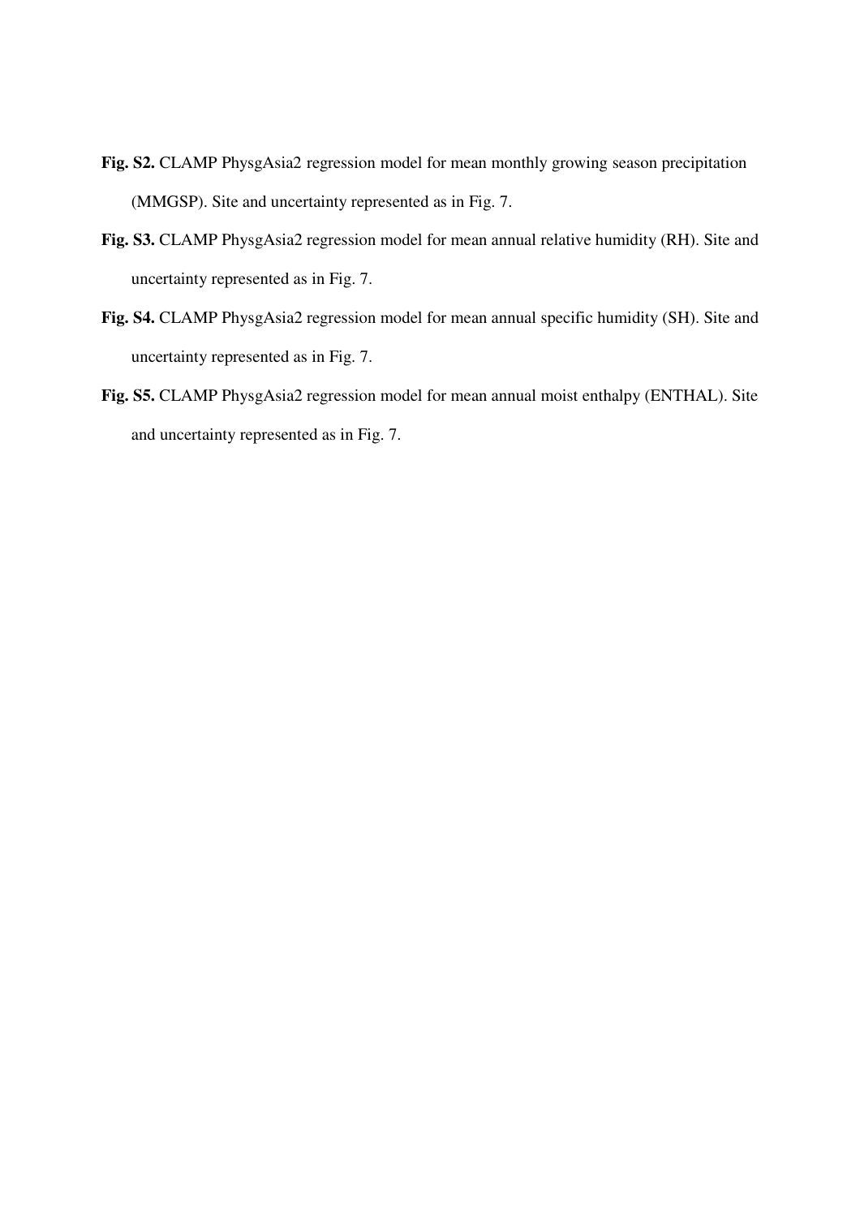**Fig. S2.** CLAMP PhysgAsia2 regression model for mean monthly growing season precipitation (MMGSP). Site and uncertainty represented as in Fig. 7.

**Fig. S3.** CLAMP PhysgAsia2 regression model for mean annual relative humidity (RH). Site and uncertainty represented as in Fig. 7.

**Fig. S4.** CLAMP PhysgAsia2 regression model for mean annual specific humidity (SH). Site and uncertainty represented as in Fig. 7.

**Fig. S5.** CLAMP PhysgAsia2 regression model for mean annual moist enthalpy (ENTHAL). Site and uncertainty represented as in Fig. 7.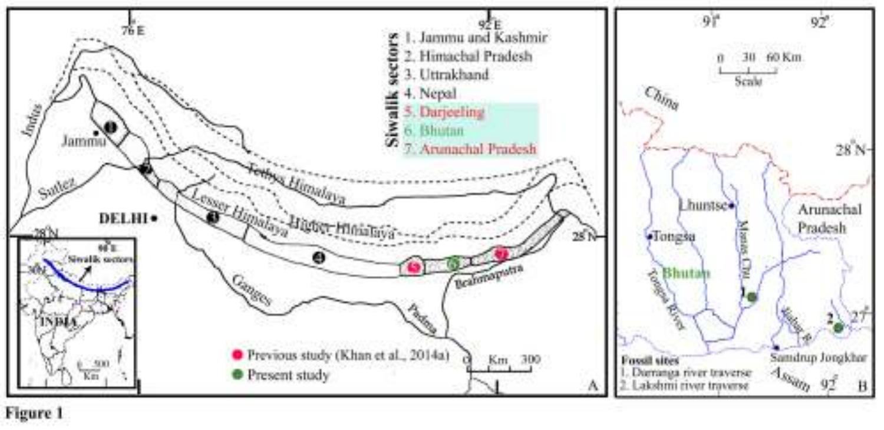**Figure 1**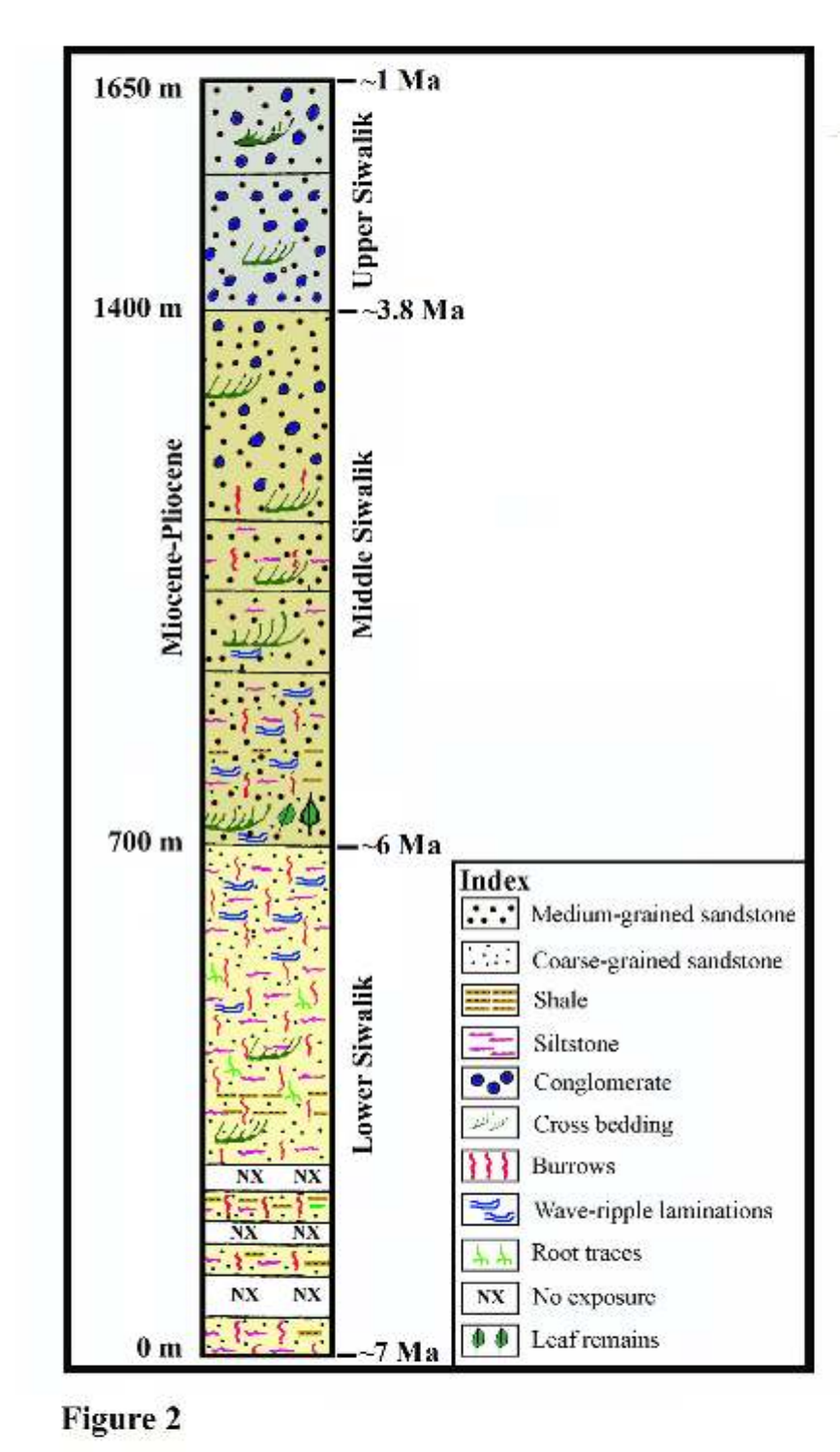1650 m — ~1 Ma

Upper Siwalik

1400 m — ~3.8 Ma

Miocene-Pliocene

Middle Siwalik

700 m — ~6 Ma

Lower Siwalik

0 m — ~7 Ma

**Index**

- Medium-grained sandstone
- Coarse-grained sandstone
- Shale
- Siltstone
- Conglomerate
- Cross bedding
- Burrows
- Wave-ripple laminations
- Root traces
- NX No exposure
- Leaf remains

**Figure 2**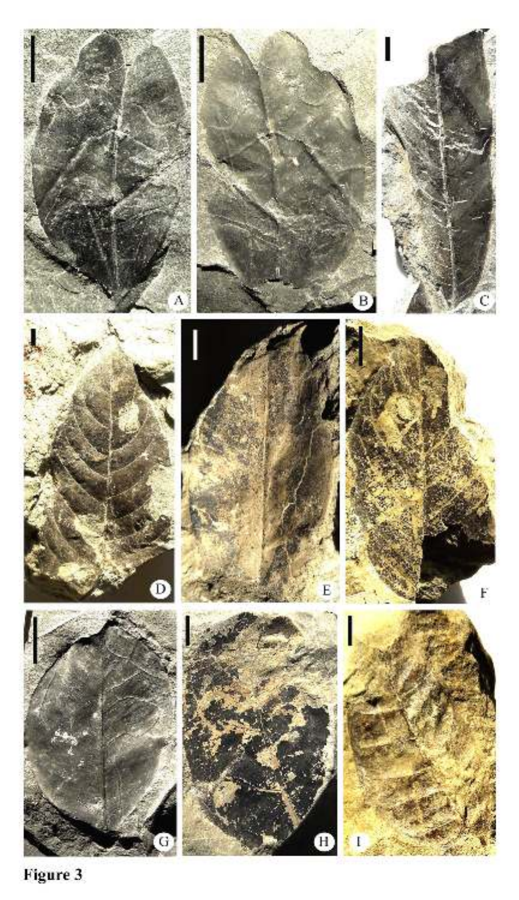**Figure 3**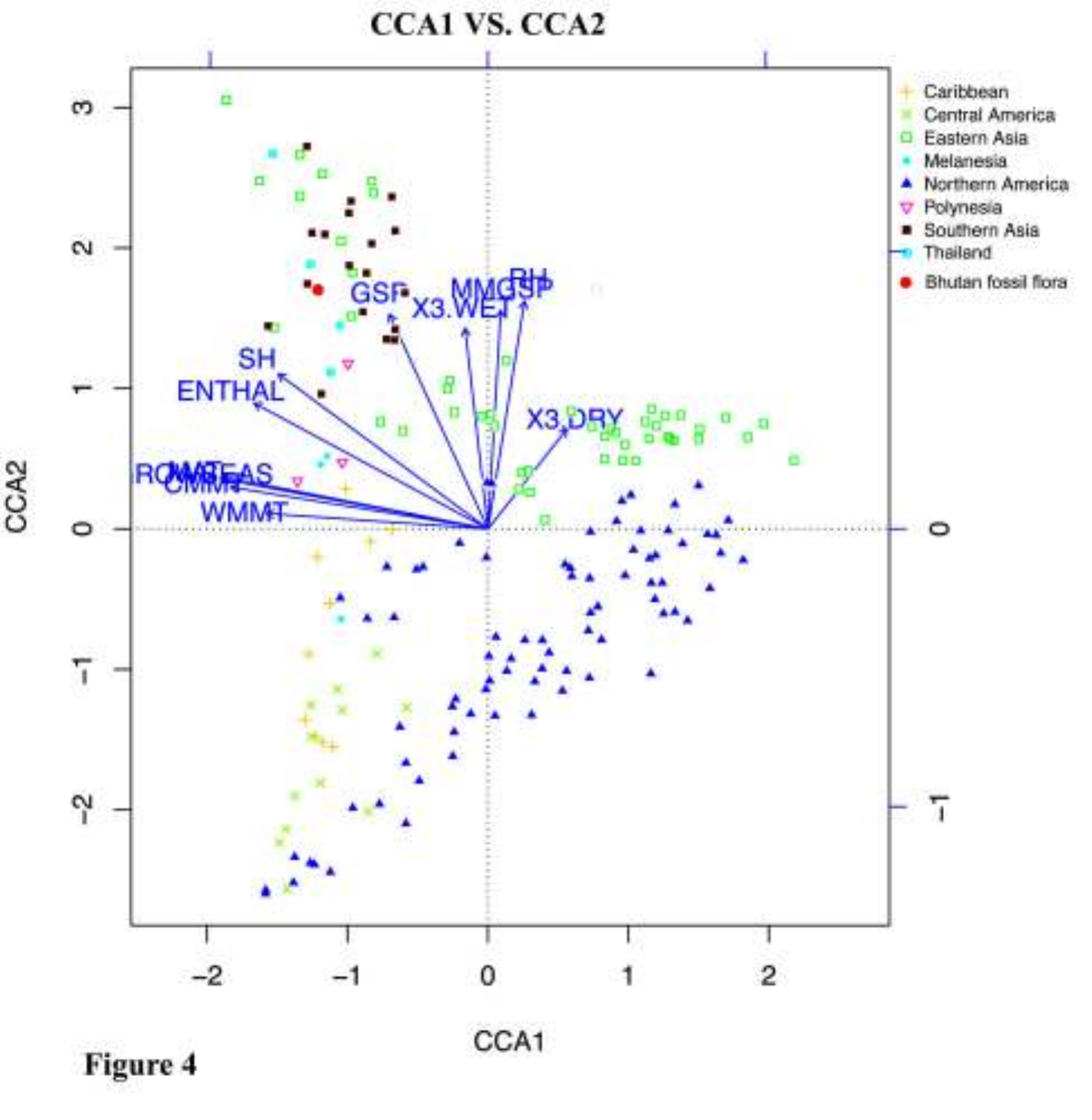**Figure 4**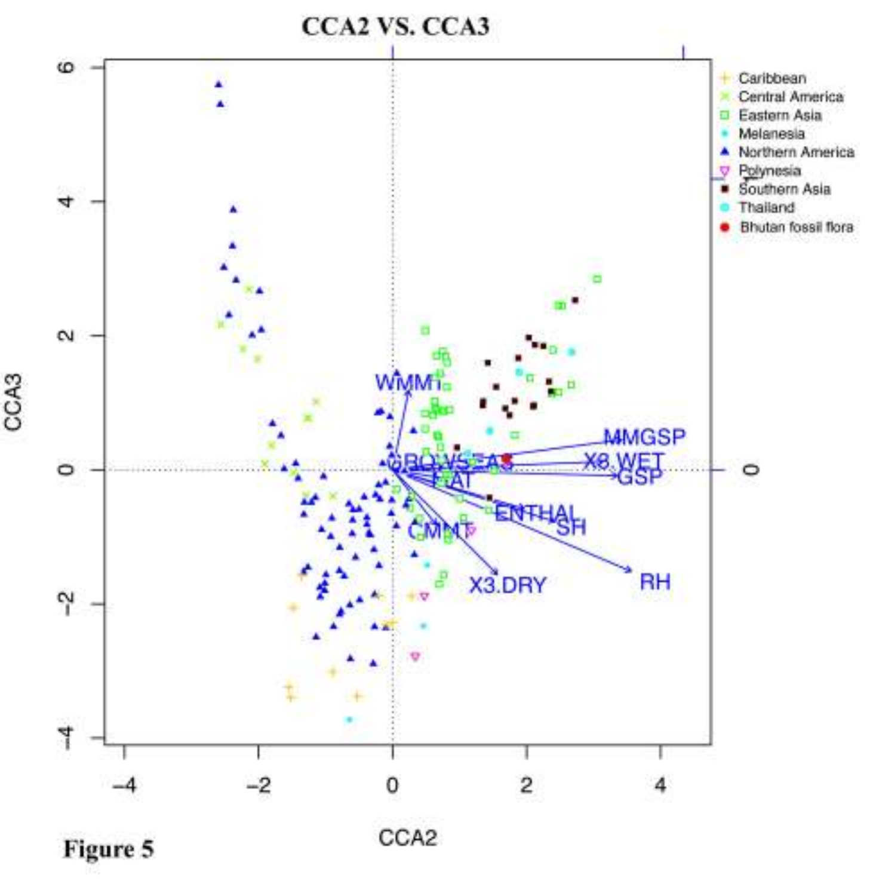**Figure 5**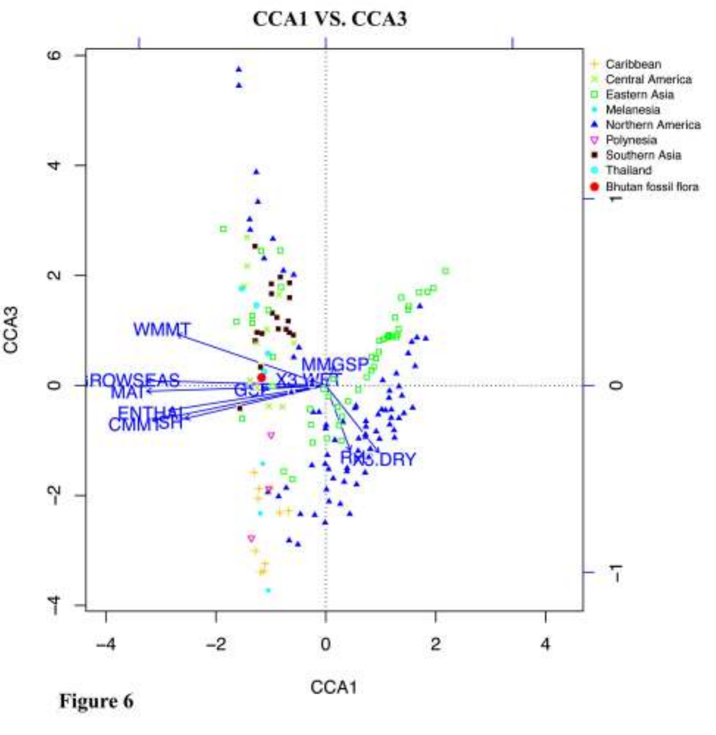Figure 6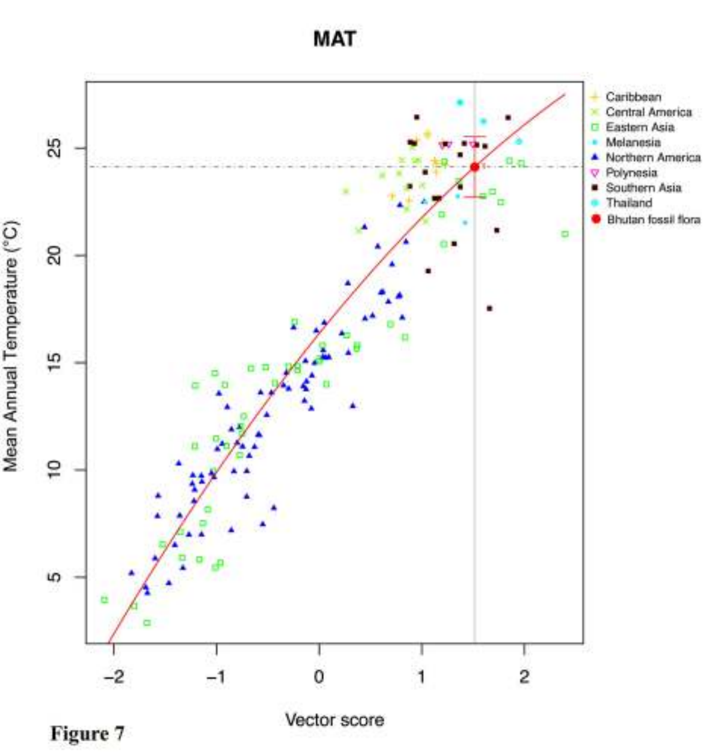Figure 7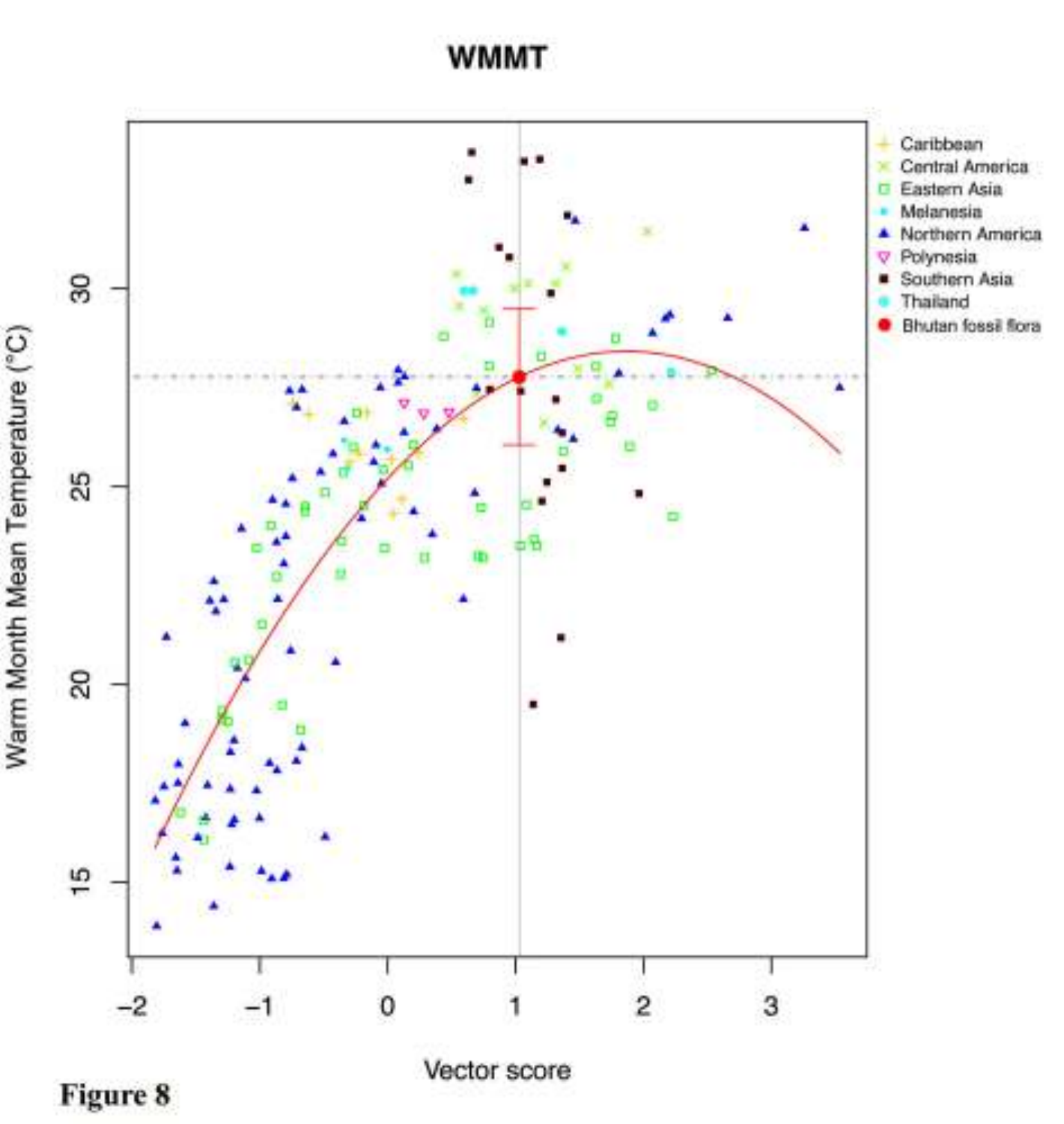**Figure 8**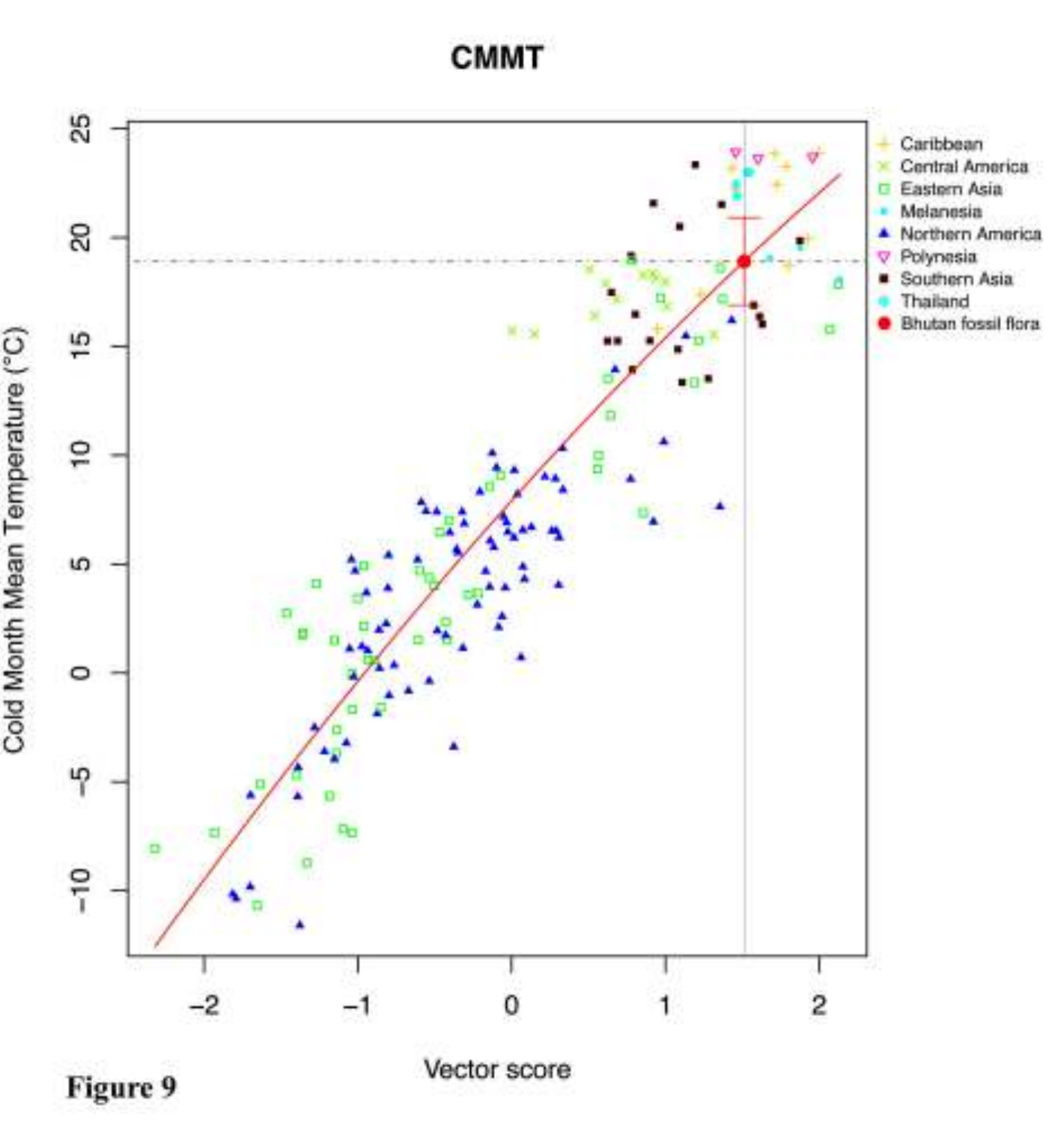**Figure 9**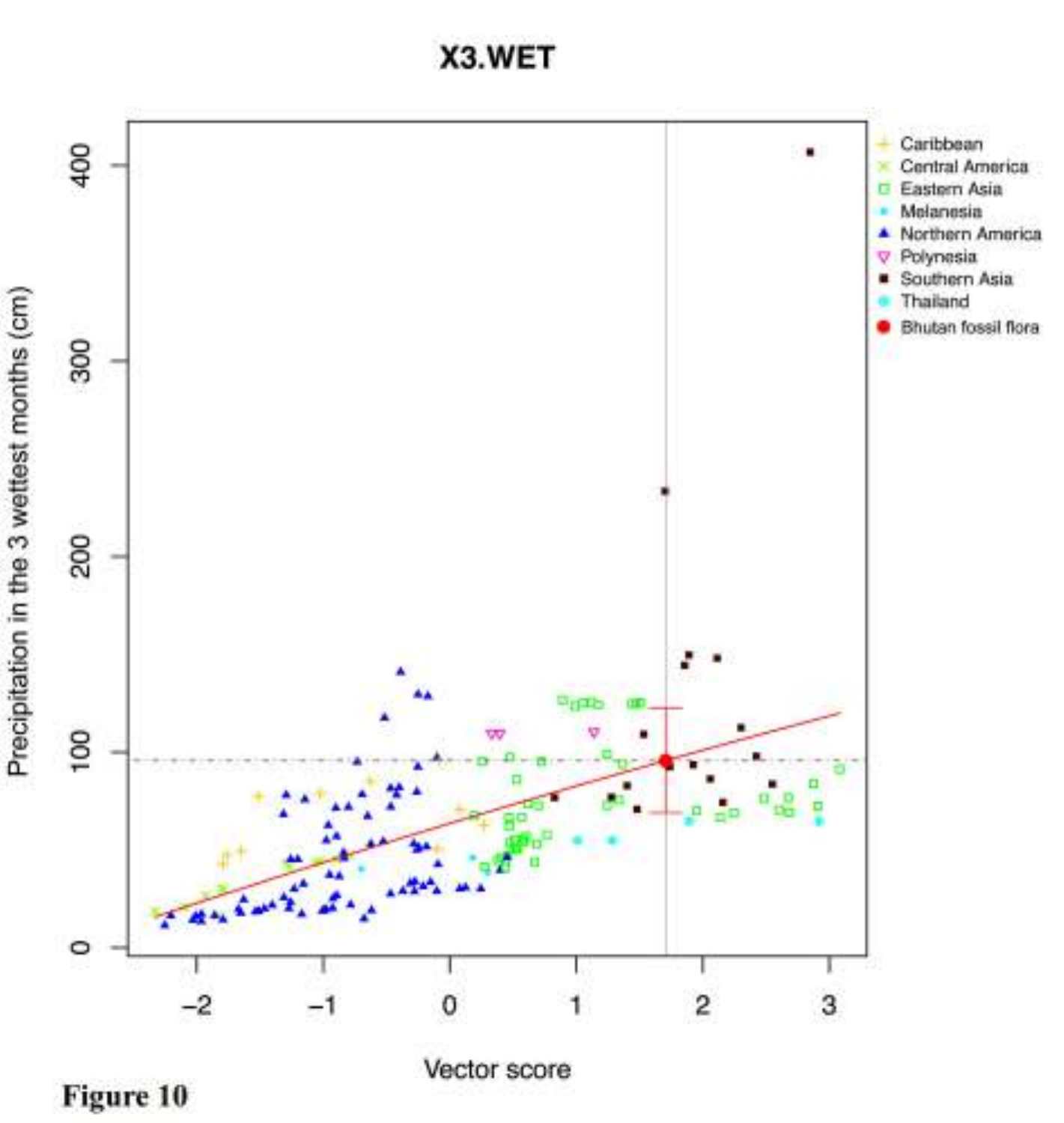**Figure 10**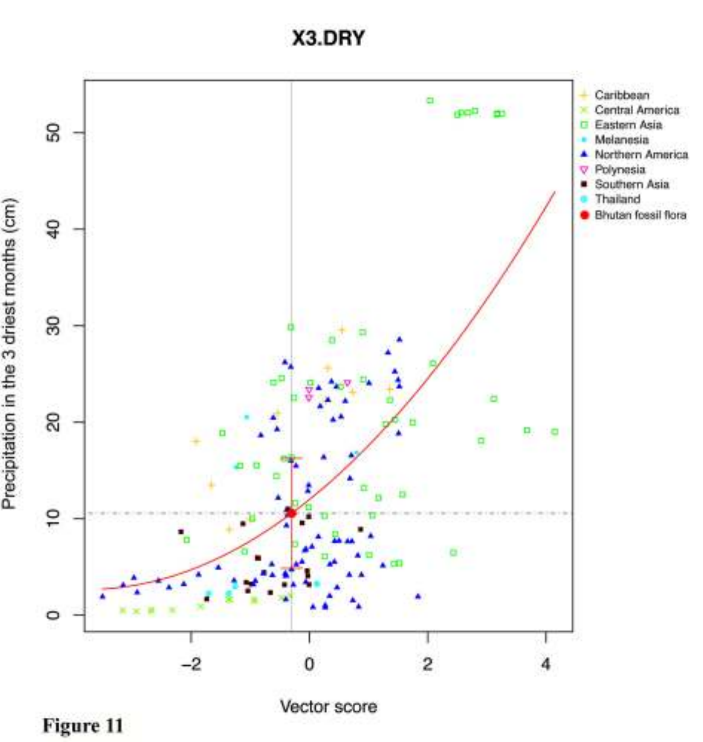**Figure 11**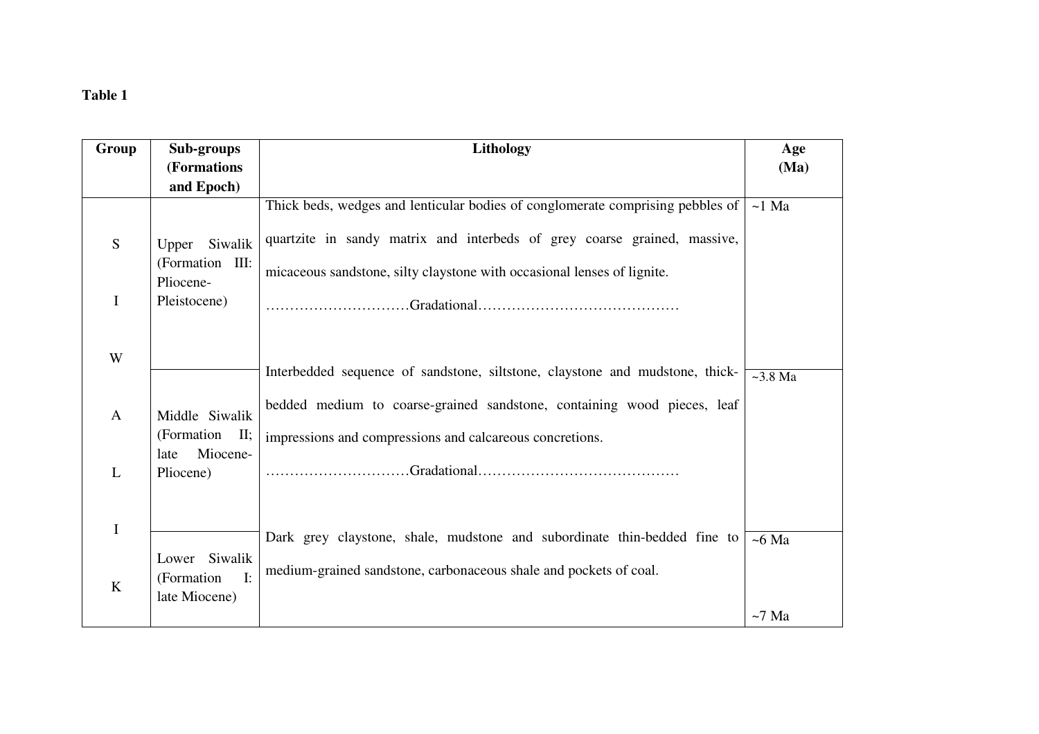**Table 1**

| Group | Sub-groups (Formations and Epoch) | Lithology | Age (Ma) |
|---|---|---|---|
| SIWALIK | Upper Siwalik (Formation III: Pliocene-Pleistocene) | Thick beds, wedges and lenticular bodies of conglomerate comprising pebbles of quartzite in sandy matrix and interbeds of grey coarse grained, massive, micaceous sandstone, silty claystone with occasional lenses of lignite. …………………………Gradational…………………………………… | ~1 Ma |
| | Middle Siwalik (Formation II; late Miocene-Pliocene) | Interbedded sequence of sandstone, siltstone, claystone and mudstone, thick-bedded medium to coarse-grained sandstone, containing wood pieces, leaf impressions and compressions and calcareous concretions. …………………………Gradational…………………………………… | ~3.8 Ma |
| | Lower Siwalik (Formation I: late Miocene) | Dark grey claystone, shale, mudstone and subordinate thin-bedded fine to medium-grained sandstone, carbonaceous shale and pockets of coal. | ~6 Ma<br>~7 Ma |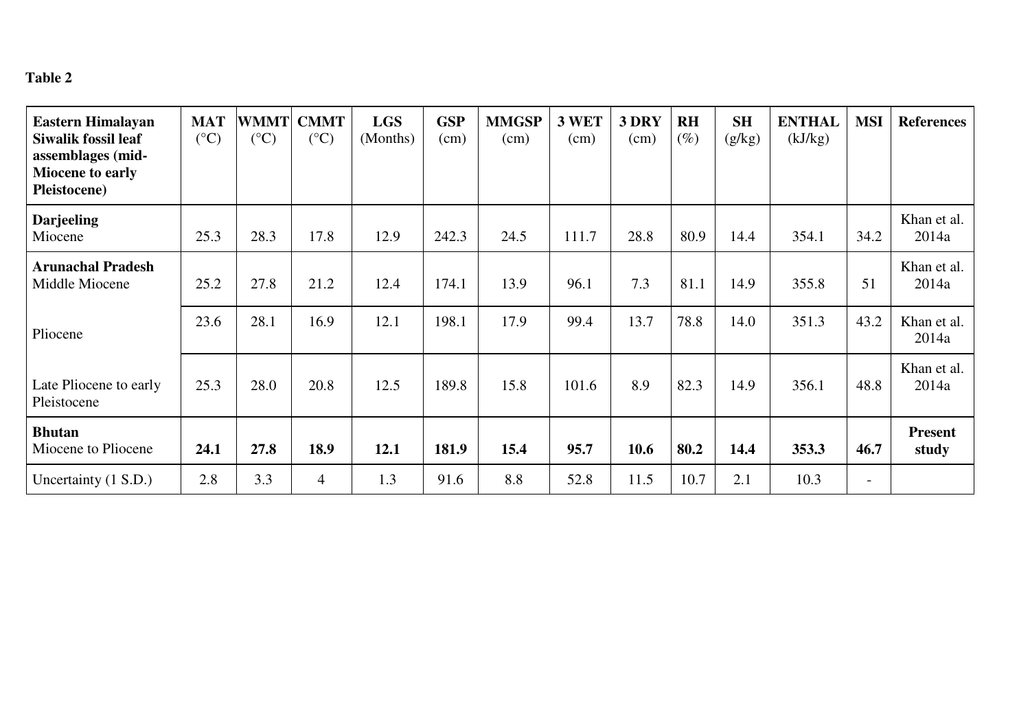**Table 2**

| **Eastern Himalayan Siwalik fossil leaf assemblages (mid-Miocene to early Pleistocene)** | **MAT** (°C) | **WMMT** (°C) | **CMMT** (°C) | **LGS** (Months) | **GSP** (cm) | **MMGSP** (cm) | **3 WET** (cm) | **3 DRY** (cm) | **RH** (%) | **SH** (g/kg) | **ENTHAL** (kJ/kg) | **MSI** | **References** |
|---|---|---|---|---|---|---|---|---|---|---|---|---|---|
| **Darjeeling** Miocene | 25.3 | 28.3 | 17.8 | 12.9 | 242.3 | 24.5 | 111.7 | 28.8 | 80.9 | 14.4 | 354.1 | 34.2 | Khan et al. 2014a |
| **Arunachal Pradesh** Middle Miocene | 25.2 | 27.8 | 21.2 | 12.4 | 174.1 | 13.9 | 96.1 | 7.3 | 81.1 | 14.9 | 355.8 | 51 | Khan et al. 2014a |
| Pliocene | 23.6 | 28.1 | 16.9 | 12.1 | 198.1 | 17.9 | 99.4 | 13.7 | 78.8 | 14.0 | 351.3 | 43.2 | Khan et al. 2014a |
| Late Pliocene to early Pleistocene | 25.3 | 28.0 | 20.8 | 12.5 | 189.8 | 15.8 | 101.6 | 8.9 | 82.3 | 14.9 | 356.1 | 48.8 | Khan et al. 2014a |
| **Bhutan** Miocene to Pliocene | **24.1** | **27.8** | **18.9** | **12.1** | **181.9** | **15.4** | **95.7** | **10.6** | **80.2** | **14.4** | **353.3** | **46.7** | **Present study** |
| Uncertainty (1 S.D.) | 2.8 | 3.3 | 4 | 1.3 | 91.6 | 8.8 | 52.8 | 11.5 | 10.7 | 2.1 | 10.3 | - | |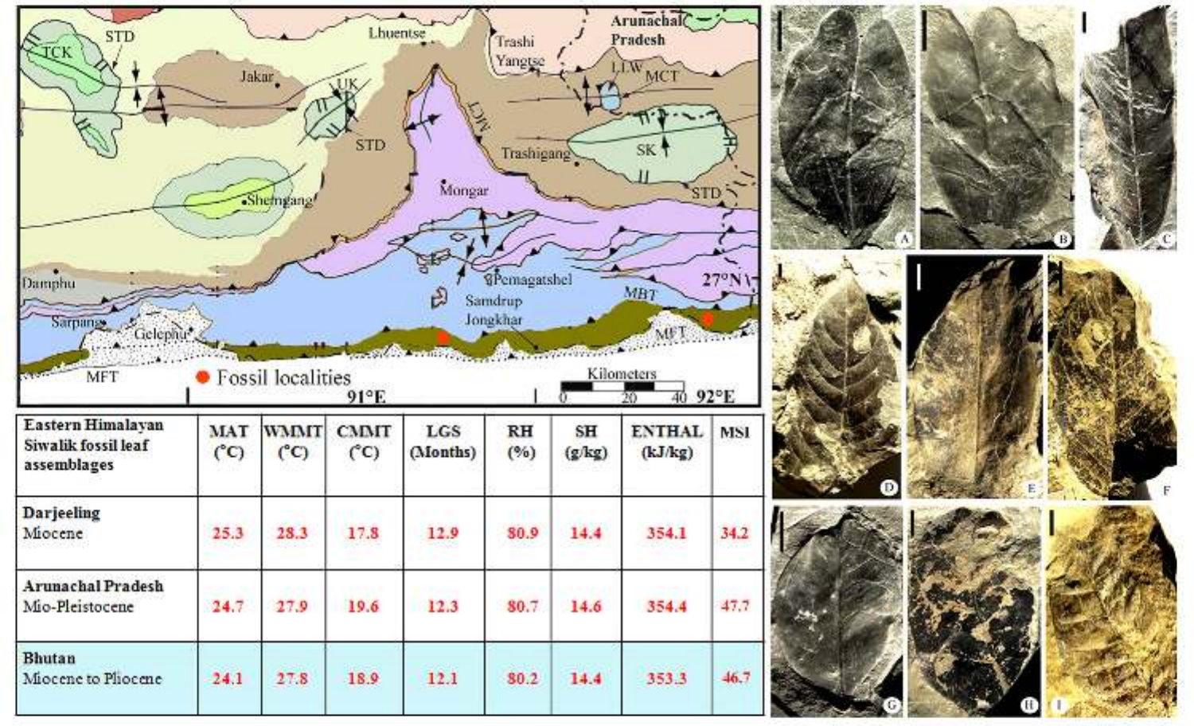Lhuentse

Arunachal Pradesh

Trashi Yangtse

TCK

STD

Jakar

UK

LTW

MCT

STD

SK

Trashigang

Mongar

Shemgang

STD

Damphu

27°N

MBT

Pemagatshel

Samdrup Jongkhar

Sarpang

Gelephu

MFT

MFT

Fossil localities

Kilometers

0 20 40

91°E

92°E

| Eastern Himalayan Siwalik fossil leaf assemblages | MAT (°C) | WMMT (°C) | CMMT (°C) | LGS (Months) | RH (%) | SH (g/kg) | ENTHAL (kJ/kg) | MSI |
|---|---|---|---|---|---|---|---|---|
| **Darjeeling** Miocene | 25.3 | 28.3 | 17.8 | 12.9 | 80.9 | 14.4 | 354.1 | 34.2 |
| **Arunachal Pradesh** Mio-Pleistocene | 24.7 | 27.9 | 19.6 | 12.3 | 80.7 | 14.6 | 354.4 | 47.7 |
| **Bhutan** Miocene to Pliocene | 24.1 | 27.8 | 18.9 | 12.1 | 80.2 | 14.4 | 353.3 | 46.7 |

A B C D E F G H I